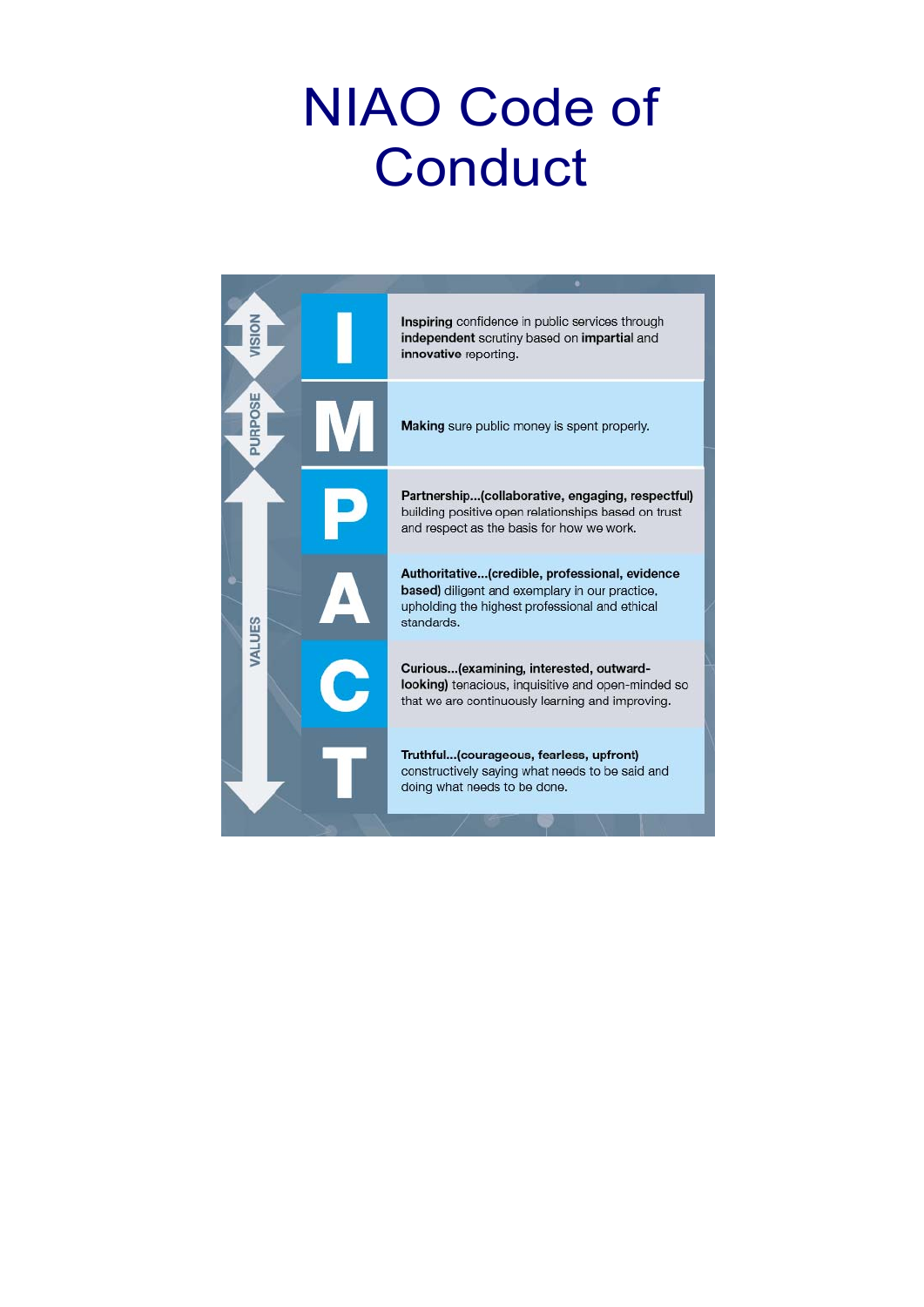# NIAO Code of Conduct

| | | |
|---|---|---|
| VISION | **I** | **Inspiring** confidence in public services through **independent** scrutiny based on **impartial** and **innovative** reporting. |
| PURPOSE | **M** | **Making** sure public money is spent properly. |
| VALUES | **P** | **Partnership...(collaborative, engaging, respectful)** building positive open relationships based on trust and respect as the basis for how we work. |
| | **A** | **Authoritative...(credible, professional, evidence based)** diligent and exemplary in our practice, upholding the highest professional and ethical standards. |
| | **C** | **Curious...(examining, interested, outward-looking)** tenacious, inquisitive and open-minded so that we are continuously learning and improving. |
| | **T** | **Truthful...(courageous, fearless, upfront)** constructively saying what needs to be said and doing what needs to be done. |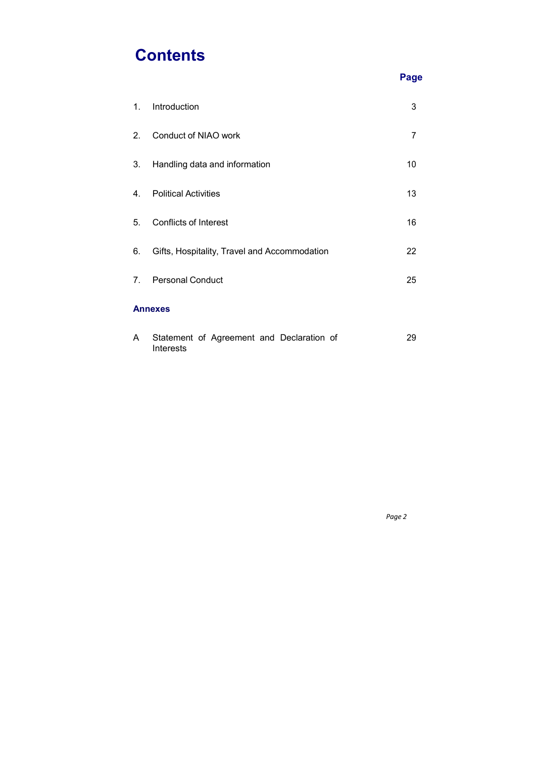# Contents

| | | Page |
|---|---|---|
| 1. | Introduction | 3 |
| 2. | Conduct of NIAO work | 7 |
| 3. | Handling data and information | 10 |
| 4. | Political Activities | 13 |
| 5. | Conflicts of Interest | 16 |
| 6. | Gifts, Hospitality, Travel and Accommodation | 22 |
| 7. | Personal Conduct | 25 |

**Annexes**

| | | |
|---|---|---|
| A | Statement of Agreement and Declaration of Interests | 29 |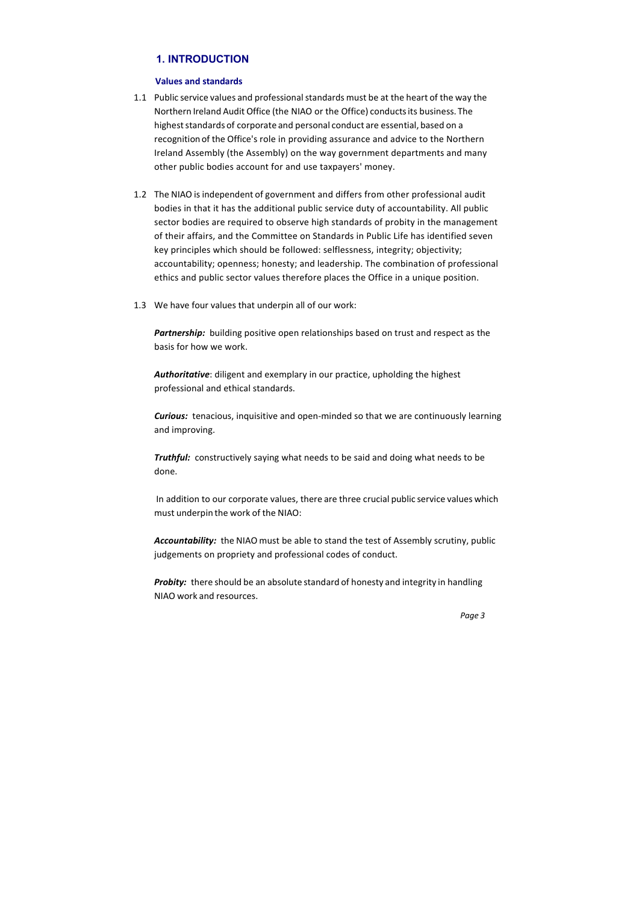# 1. INTRODUCTION

## Values and standards

1.1 Public service values and professional standards must be at the heart of the way the Northern Ireland Audit Office (the NIAO or the Office) conducts its business. The highest standards of corporate and personal conduct are essential, based on a recognition of the Office's role in providing assurance and advice to the Northern Ireland Assembly (the Assembly) on the way government departments and many other public bodies account for and use taxpayers' money.

1.2 The NIAO is independent of government and differs from other professional audit bodies in that it has the additional public service duty of accountability. All public sector bodies are required to observe high standards of probity in the management of their affairs, and the Committee on Standards in Public Life has identified seven key principles which should be followed: selflessness, integrity; objectivity; accountability; openness; honesty; and leadership. The combination of professional ethics and public sector values therefore places the Office in a unique position.

1.3 We have four values that underpin all of our work:

***Partnership:*** building positive open relationships based on trust and respect as the basis for how we work.

***Authoritative***: diligent and exemplary in our practice, upholding the highest professional and ethical standards.

***Curious:*** tenacious, inquisitive and open-minded so that we are continuously learning and improving.

***Truthful:*** constructively saying what needs to be said and doing what needs to be done.

In addition to our corporate values, there are three crucial public service values which must underpin the work of the NIAO:

***Accountability:*** the NIAO must be able to stand the test of Assembly scrutiny, public judgements on propriety and professional codes of conduct.

***Probity:*** there should be an absolute standard of honesty and integrity in handling NIAO work and resources.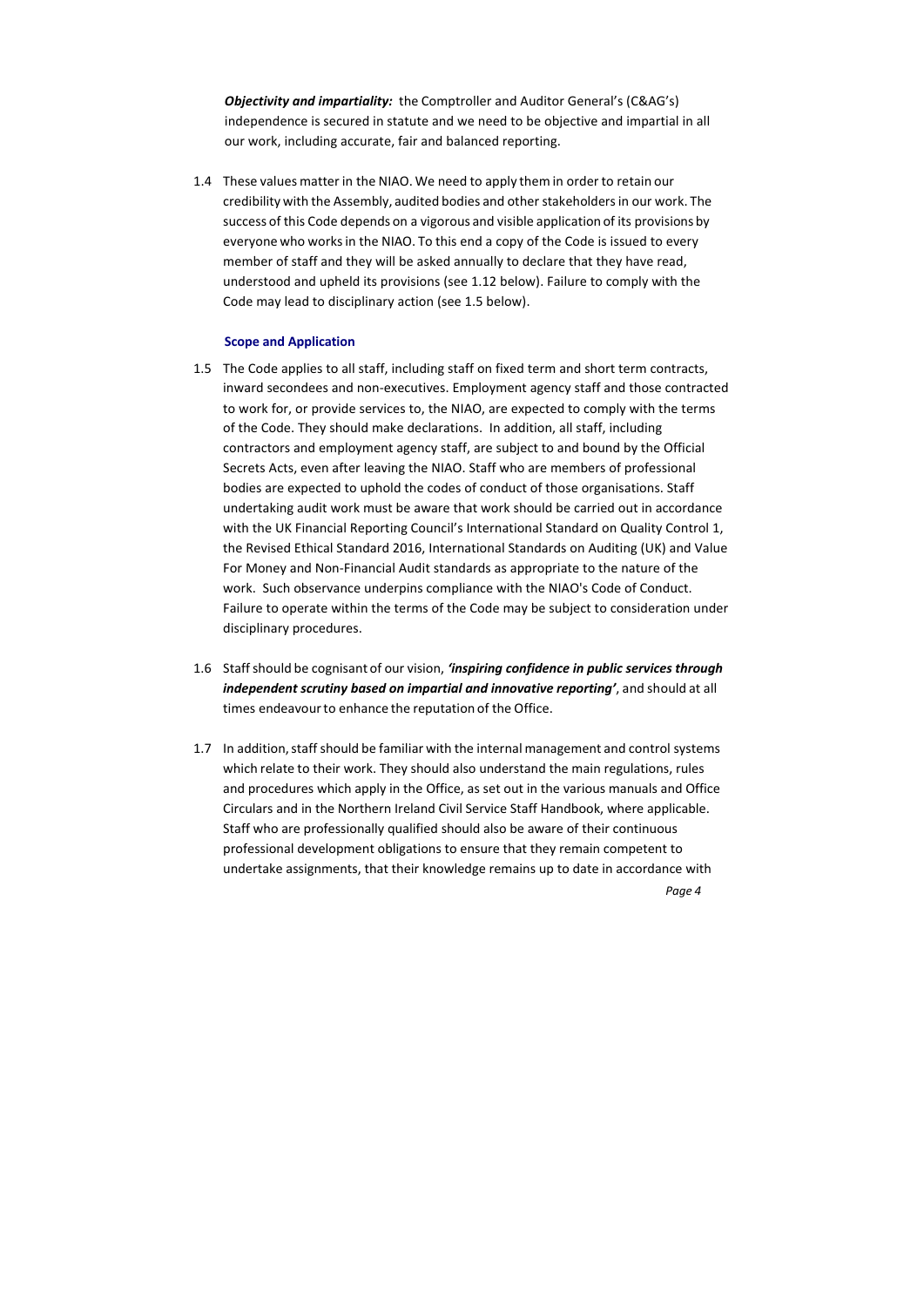***Objectivity and impartiality:*** the Comptroller and Auditor General's (C&AG's) independence is secured in statute and we need to be objective and impartial in all our work, including accurate, fair and balanced reporting.

1.4 These values matter in the NIAO. We need to apply them in order to retain our credibility with the Assembly, audited bodies and other stakeholders in our work. The success of this Code depends on a vigorous and visible application of its provisions by everyone who works in the NIAO. To this end a copy of the Code is issued to every member of staff and they will be asked annually to declare that they have read, understood and upheld its provisions (see 1.12 below). Failure to comply with the Code may lead to disciplinary action (see 1.5 below).

### Scope and Application

1.5 The Code applies to all staff, including staff on fixed term and short term contracts, inward secondees and non-executives. Employment agency staff and those contracted to work for, or provide services to, the NIAO, are expected to comply with the terms of the Code. They should make declarations. In addition, all staff, including contractors and employment agency staff, are subject to and bound by the Official Secrets Acts, even after leaving the NIAO. Staff who are members of professional bodies are expected to uphold the codes of conduct of those organisations. Staff undertaking audit work must be aware that work should be carried out in accordance with the UK Financial Reporting Council's International Standard on Quality Control 1, the Revised Ethical Standard 2016, International Standards on Auditing (UK) and Value For Money and Non-Financial Audit standards as appropriate to the nature of the work. Such observance underpins compliance with the NIAO's Code of Conduct. Failure to operate within the terms of the Code may be subject to consideration under disciplinary procedures.

1.6 Staff should be cognisant of our vision, ***'inspiring confidence in public services through independent scrutiny based on impartial and innovative reporting'***, and should at all times endeavour to enhance the reputation of the Office.

1.7 In addition, staff should be familiar with the internal management and control systems which relate to their work. They should also understand the main regulations, rules and procedures which apply in the Office, as set out in the various manuals and Office Circulars and in the Northern Ireland Civil Service Staff Handbook, where applicable. Staff who are professionally qualified should also be aware of their continuous professional development obligations to ensure that they remain competent to undertake assignments, that their knowledge remains up to date in accordance with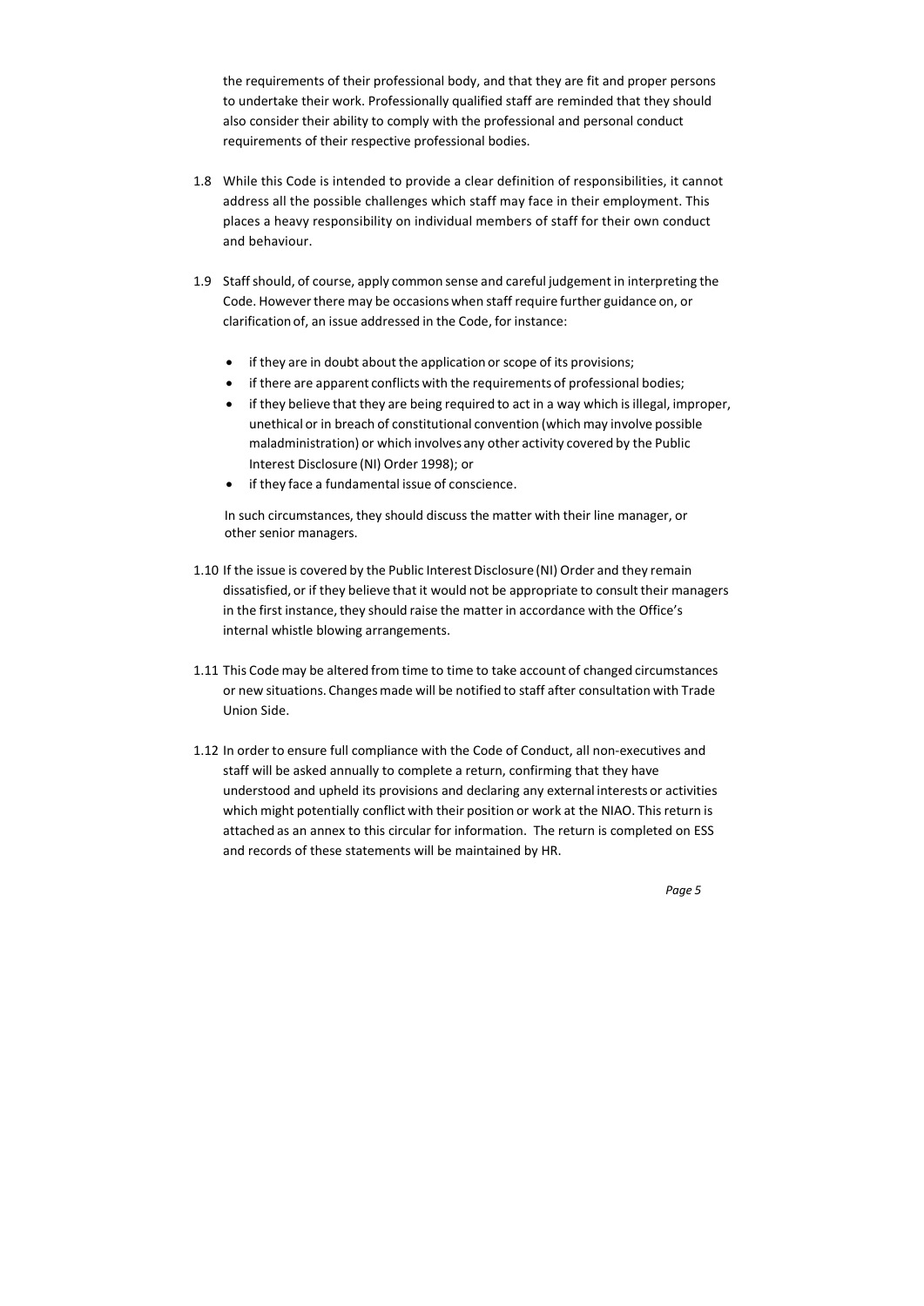the requirements of their professional body, and that they are fit and proper persons to undertake their work. Professionally qualified staff are reminded that they should also consider their ability to comply with the professional and personal conduct requirements of their respective professional bodies.

1.8 While this Code is intended to provide a clear definition of responsibilities, it cannot address all the possible challenges which staff may face in their employment. This places a heavy responsibility on individual members of staff for their own conduct and behaviour.

1.9 Staff should, of course, apply common sense and careful judgement in interpreting the Code. However there may be occasions when staff require further guidance on, or clarification of, an issue addressed in the Code, for instance:

- if they are in doubt about the application or scope of its provisions;
- if there are apparent conflicts with the requirements of professional bodies;
- if they believe that they are being required to act in a way which is illegal, improper, unethical or in breach of constitutional convention (which may involve possible maladministration) or which involves any other activity covered by the Public Interest Disclosure (NI) Order 1998); or
- if they face a fundamental issue of conscience.

In such circumstances, they should discuss the matter with their line manager, or other senior managers.

1.10 If the issue is covered by the Public Interest Disclosure (NI) Order and they remain dissatisfied, or if they believe that it would not be appropriate to consult their managers in the first instance, they should raise the matter in accordance with the Office's internal whistle blowing arrangements.

1.11 This Code may be altered from time to time to take account of changed circumstances or new situations. Changes made will be notified to staff after consultation with Trade Union Side.

1.12 In order to ensure full compliance with the Code of Conduct, all non-executives and staff will be asked annually to complete a return, confirming that they have understood and upheld its provisions and declaring any external interests or activities which might potentially conflict with their position or work at the NIAO. This return is attached as an annex to this circular for information. The return is completed on ESS and records of these statements will be maintained by HR.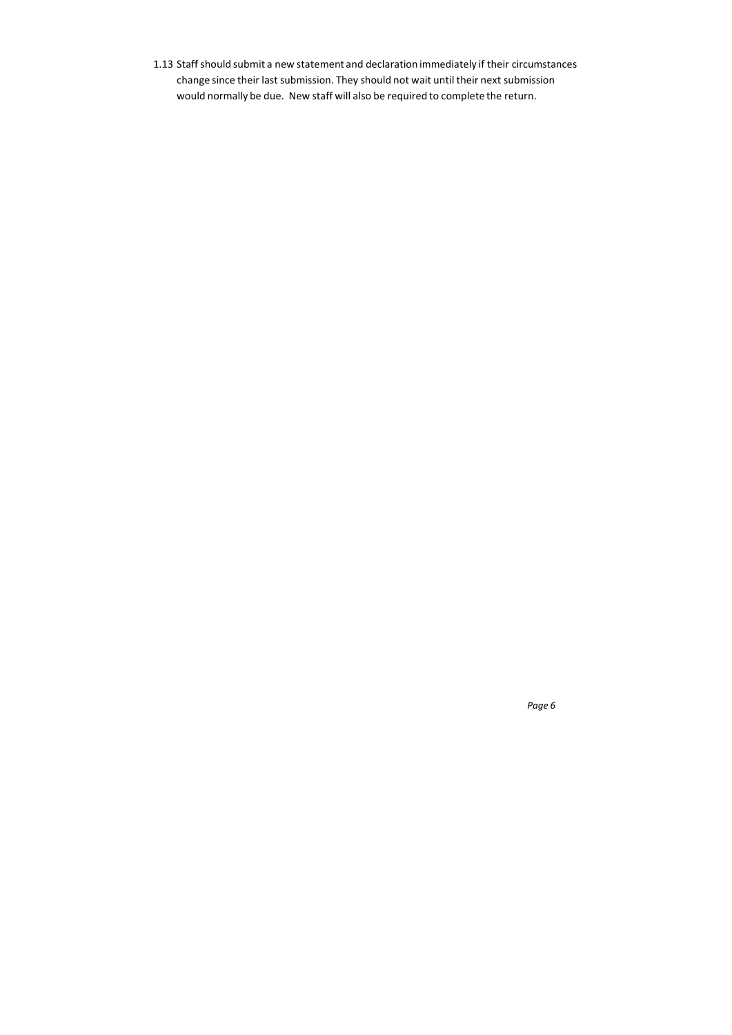1.13 Staff should submit a new statement and declaration immediately if their circumstances change since their last submission. They should not wait until their next submission would normally be due. New staff will also be required to complete the return.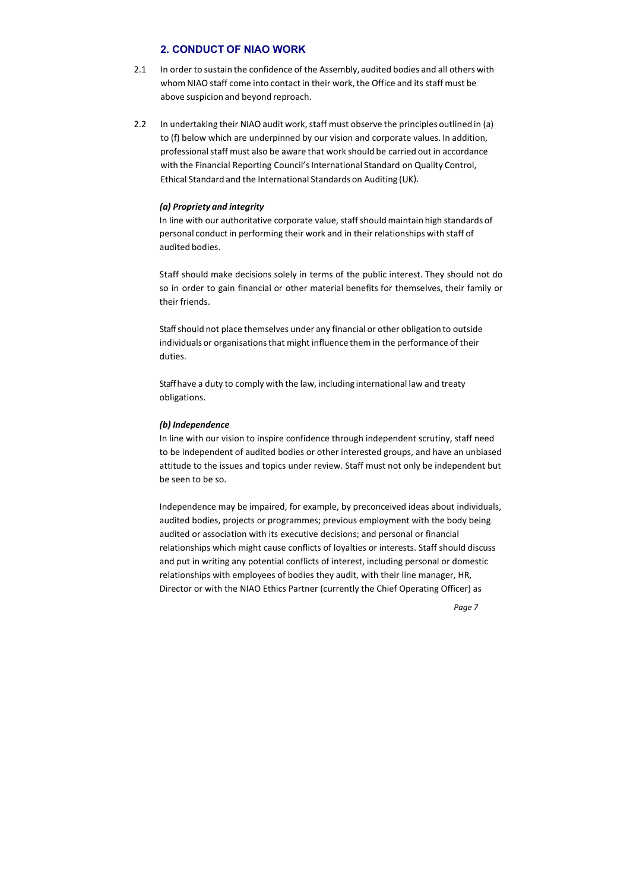## 2. CONDUCT OF NIAO WORK

2.1 In order to sustain the confidence of the Assembly, audited bodies and all others with whom NIAO staff come into contact in their work, the Office and its staff must be above suspicion and beyond reproach.

2.2 In undertaking their NIAO audit work, staff must observe the principles outlined in (a) to (f) below which are underpinned by our vision and corporate values. In addition, professional staff must also be aware that work should be carried out in accordance with the Financial Reporting Council's International Standard on Quality Control, Ethical Standard and the International Standards on Auditing (UK).

***(a) Propriety and integrity***

In line with our authoritative corporate value, staff should maintain high standards of personal conduct in performing their work and in their relationships with staff of audited bodies.

Staff should make decisions solely in terms of the public interest. They should not do so in order to gain financial or other material benefits for themselves, their family or their friends.

Staff should not place themselves under any financial or other obligation to outside individuals or organisations that might influence them in the performance of their duties.

Staff have a duty to comply with the law, including international law and treaty obligations.

***(b) Independence***

In line with our vision to inspire confidence through independent scrutiny, staff need to be independent of audited bodies or other interested groups, and have an unbiased attitude to the issues and topics under review. Staff must not only be independent but be seen to be so.

Independence may be impaired, for example, by preconceived ideas about individuals, audited bodies, projects or programmes; previous employment with the body being audited or association with its executive decisions; and personal or financial relationships which might cause conflicts of loyalties or interests. Staff should discuss and put in writing any potential conflicts of interest, including personal or domestic relationships with employees of bodies they audit, with their line manager, HR, Director or with the NIAO Ethics Partner (currently the Chief Operating Officer) as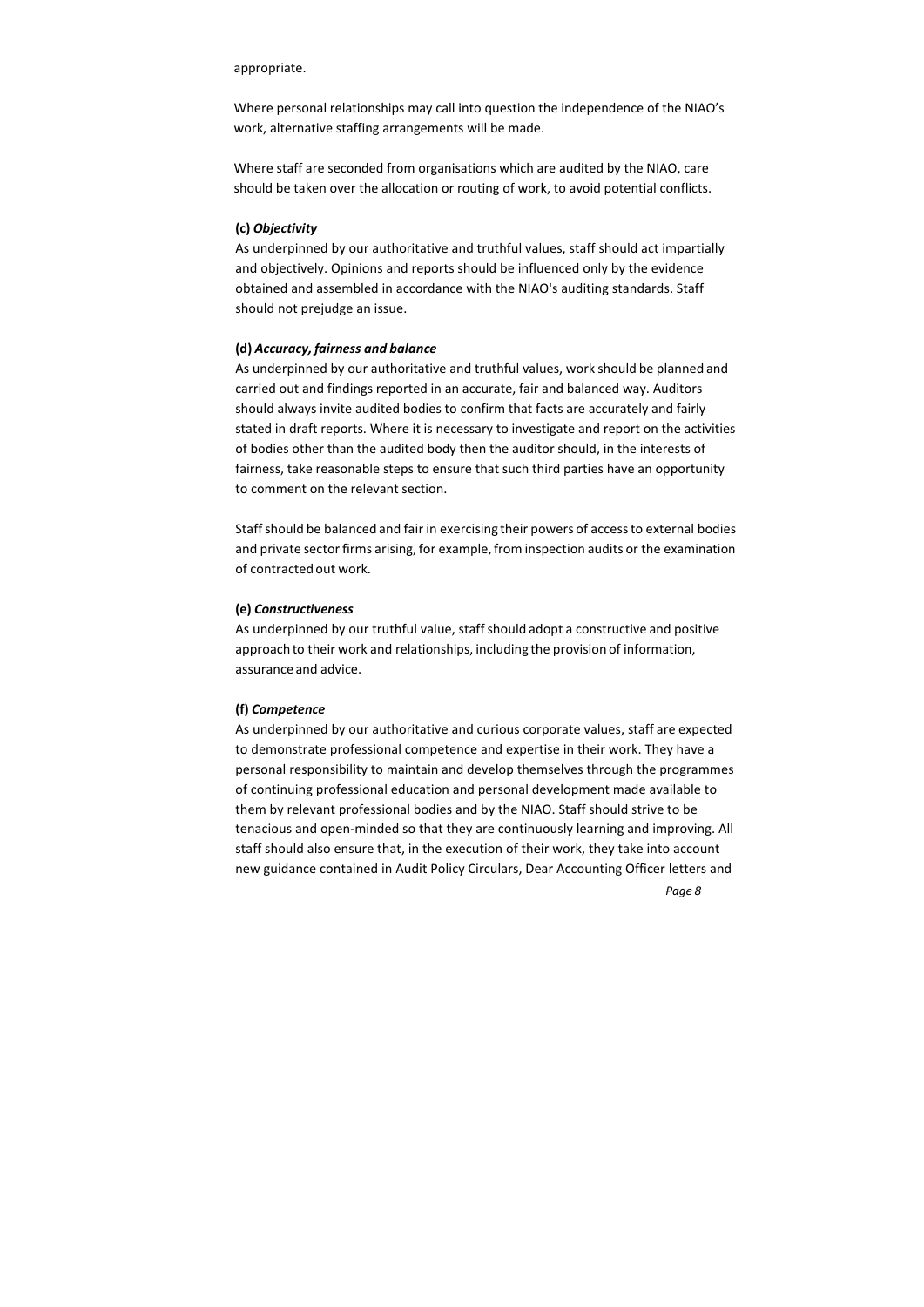appropriate.

Where personal relationships may call into question the independence of the NIAO's work, alternative staffing arrangements will be made.

Where staff are seconded from organisations which are audited by the NIAO, care should be taken over the allocation or routing of work, to avoid potential conflicts.

**(c)** ***Objectivity***

As underpinned by our authoritative and truthful values, staff should act impartially and objectively. Opinions and reports should be influenced only by the evidence obtained and assembled in accordance with the NIAO's auditing standards. Staff should not prejudge an issue.

**(d)** ***Accuracy, fairness and balance***

As underpinned by our authoritative and truthful values, work should be planned and carried out and findings reported in an accurate, fair and balanced way. Auditors should always invite audited bodies to confirm that facts are accurately and fairly stated in draft reports. Where it is necessary to investigate and report on the activities of bodies other than the audited body then the auditor should, in the interests of fairness, take reasonable steps to ensure that such third parties have an opportunity to comment on the relevant section.

Staff should be balanced and fair in exercising their powers of access to external bodies and private sector firms arising, for example, from inspection audits or the examination of contracted out work.

**(e)** ***Constructiveness***

As underpinned by our truthful value, staff should adopt a constructive and positive approach to their work and relationships, including the provision of information, assurance and advice.

**(f)** ***Competence***

As underpinned by our authoritative and curious corporate values, staff are expected to demonstrate professional competence and expertise in their work. They have a personal responsibility to maintain and develop themselves through the programmes of continuing professional education and personal development made available to them by relevant professional bodies and by the NIAO. Staff should strive to be tenacious and open-minded so that they are continuously learning and improving. All staff should also ensure that, in the execution of their work, they take into account new guidance contained in Audit Policy Circulars, Dear Accounting Officer letters and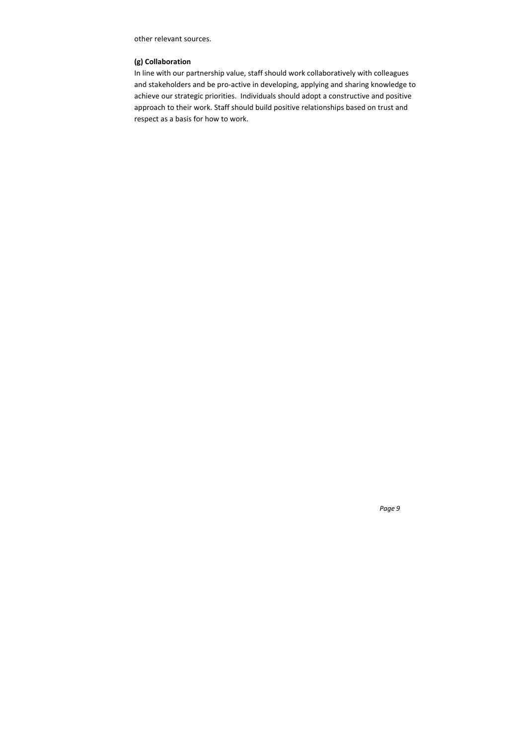other relevant sources.

**(g) Collaboration**

In line with our partnership value, staff should work collaboratively with colleagues and stakeholders and be pro-active in developing, applying and sharing knowledge to achieve our strategic priorities. Individuals should adopt a constructive and positive approach to their work. Staff should build positive relationships based on trust and respect as a basis for how to work.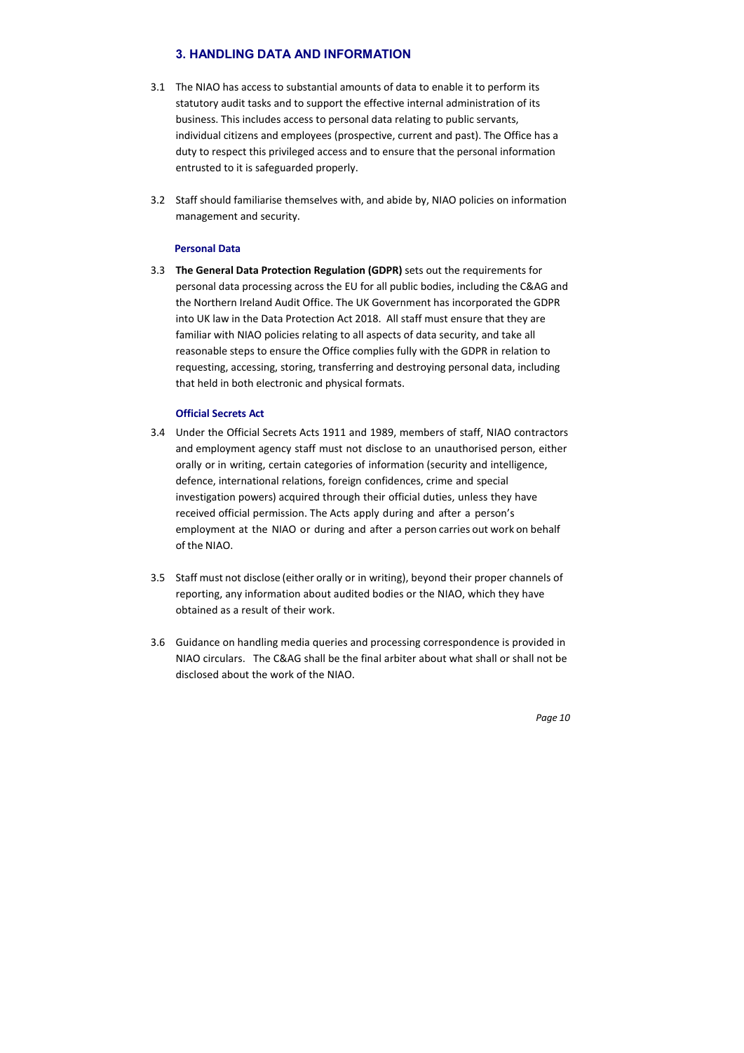## 3. HANDLING DATA AND INFORMATION

3.1 The NIAO has access to substantial amounts of data to enable it to perform its statutory audit tasks and to support the effective internal administration of its business. This includes access to personal data relating to public servants, individual citizens and employees (prospective, current and past). The Office has a duty to respect this privileged access and to ensure that the personal information entrusted to it is safeguarded properly.

3.2 Staff should familiarise themselves with, and abide by, NIAO policies on information management and security.

### Personal Data

3.3 **The General Data Protection Regulation (GDPR)** sets out the requirements for personal data processing across the EU for all public bodies, including the C&AG and the Northern Ireland Audit Office. The UK Government has incorporated the GDPR into UK law in the Data Protection Act 2018. All staff must ensure that they are familiar with NIAO policies relating to all aspects of data security, and take all reasonable steps to ensure the Office complies fully with the GDPR in relation to requesting, accessing, storing, transferring and destroying personal data, including that held in both electronic and physical formats.

### Official Secrets Act

3.4 Under the Official Secrets Acts 1911 and 1989, members of staff, NIAO contractors and employment agency staff must not disclose to an unauthorised person, either orally or in writing, certain categories of information (security and intelligence, defence, international relations, foreign confidences, crime and special investigation powers) acquired through their official duties, unless they have received official permission. The Acts apply during and after a person's employment at the NIAO or during and after a person carries out work on behalf of the NIAO.

3.5 Staff must not disclose (either orally or in writing), beyond their proper channels of reporting, any information about audited bodies or the NIAO, which they have obtained as a result of their work.

3.6 Guidance on handling media queries and processing correspondence is provided in NIAO circulars. The C&AG shall be the final arbiter about what shall or shall not be disclosed about the work of the NIAO.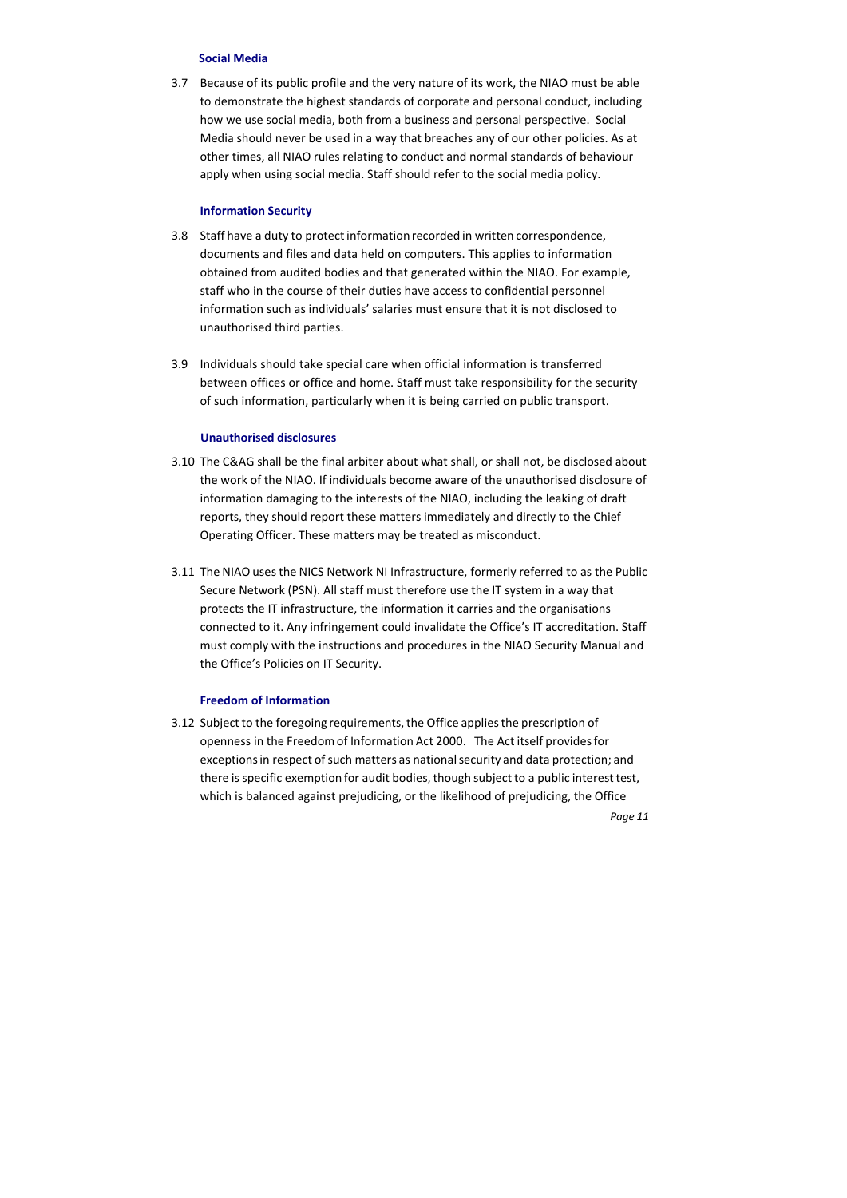### Social Media

3.7 Because of its public profile and the very nature of its work, the NIAO must be able to demonstrate the highest standards of corporate and personal conduct, including how we use social media, both from a business and personal perspective. Social Media should never be used in a way that breaches any of our other policies. As at other times, all NIAO rules relating to conduct and normal standards of behaviour apply when using social media. Staff should refer to the social media policy.

### Information Security

3.8 Staff have a duty to protect information recorded in written correspondence, documents and files and data held on computers. This applies to information obtained from audited bodies and that generated within the NIAO. For example, staff who in the course of their duties have access to confidential personnel information such as individuals' salaries must ensure that it is not disclosed to unauthorised third parties.

3.9 Individuals should take special care when official information is transferred between offices or office and home. Staff must take responsibility for the security of such information, particularly when it is being carried on public transport.

### Unauthorised disclosures

3.10 The C&AG shall be the final arbiter about what shall, or shall not, be disclosed about the work of the NIAO. If individuals become aware of the unauthorised disclosure of information damaging to the interests of the NIAO, including the leaking of draft reports, they should report these matters immediately and directly to the Chief Operating Officer. These matters may be treated as misconduct.

3.11 The NIAO uses the NICS Network NI Infrastructure, formerly referred to as the Public Secure Network (PSN). All staff must therefore use the IT system in a way that protects the IT infrastructure, the information it carries and the organisations connected to it. Any infringement could invalidate the Office's IT accreditation. Staff must comply with the instructions and procedures in the NIAO Security Manual and the Office's Policies on IT Security.

### Freedom of Information

3.12 Subject to the foregoing requirements, the Office applies the prescription of openness in the Freedom of Information Act 2000. The Act itself provides for exceptions in respect of such matters as national security and data protection; and there is specific exemption for audit bodies, though subject to a public interest test, which is balanced against prejudicing, or the likelihood of prejudicing, the Office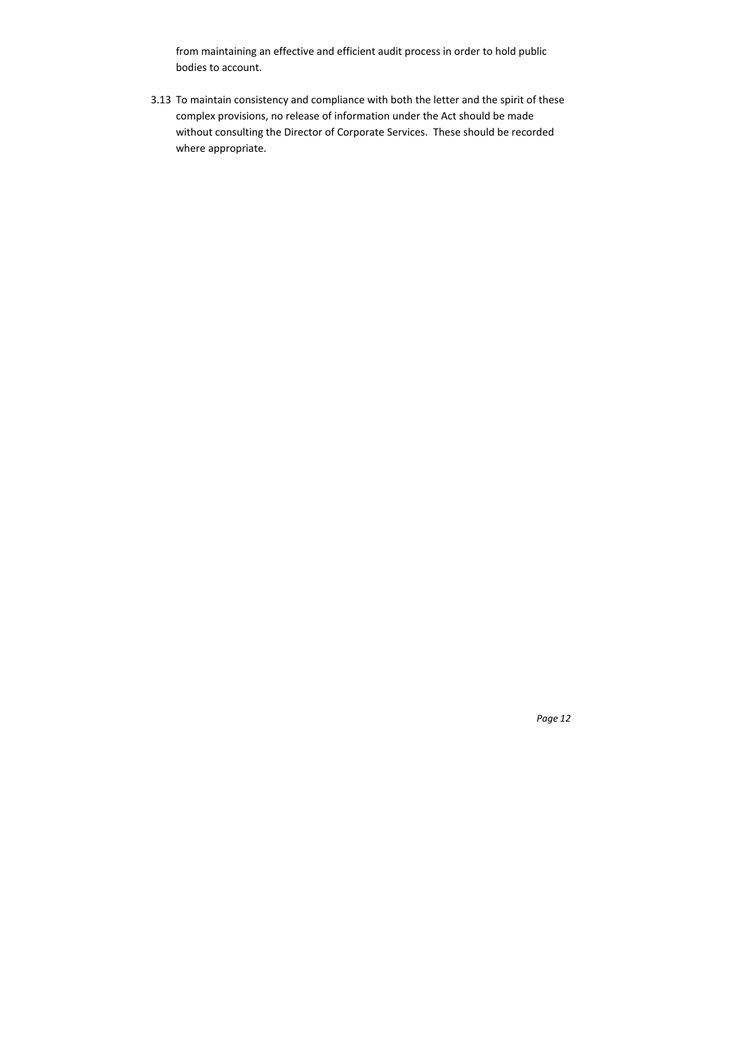from maintaining an effective and efficient audit process in order to hold public bodies to account.

3.13 To maintain consistency and compliance with both the letter and the spirit of these complex provisions, no release of information under the Act should be made without consulting the Director of Corporate Services. These should be recorded where appropriate.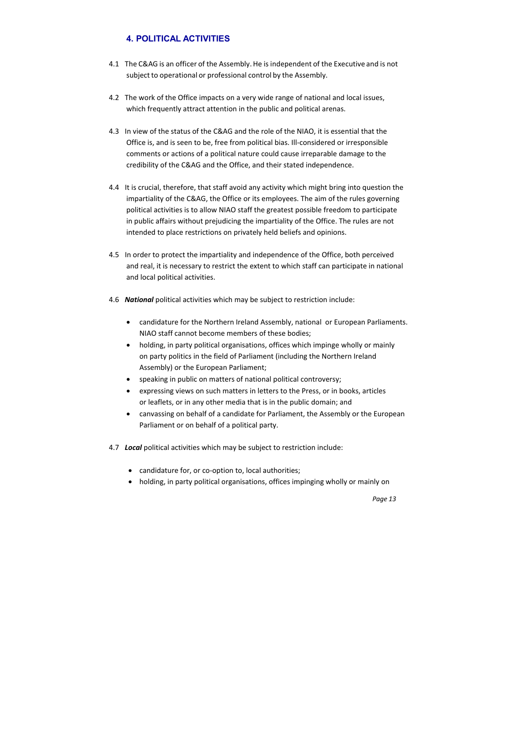## 4. POLITICAL ACTIVITIES

4.1 The C&AG is an officer of the Assembly. He is independent of the Executive and is not subject to operational or professional control by the Assembly.

4.2 The work of the Office impacts on a very wide range of national and local issues, which frequently attract attention in the public and political arenas.

4.3 In view of the status of the C&AG and the role of the NIAO, it is essential that the Office is, and is seen to be, free from political bias. Ill-considered or irresponsible comments or actions of a political nature could cause irreparable damage to the credibility of the C&AG and the Office, and their stated independence.

4.4 It is crucial, therefore, that staff avoid any activity which might bring into question the impartiality of the C&AG, the Office or its employees. The aim of the rules governing political activities is to allow NIAO staff the greatest possible freedom to participate in public affairs without prejudicing the impartiality of the Office. The rules are not intended to place restrictions on privately held beliefs and opinions.

4.5 In order to protect the impartiality and independence of the Office, both perceived and real, it is necessary to restrict the extent to which staff can participate in national and local political activities.

4.6 ***National*** political activities which may be subject to restriction include:

- candidature for the Northern Ireland Assembly, national or European Parliaments. NIAO staff cannot become members of these bodies;
- holding, in party political organisations, offices which impinge wholly or mainly on party politics in the field of Parliament (including the Northern Ireland Assembly) or the European Parliament;
- speaking in public on matters of national political controversy;
- expressing views on such matters in letters to the Press, or in books, articles or leaflets, or in any other media that is in the public domain; and
- canvassing on behalf of a candidate for Parliament, the Assembly or the European Parliament or on behalf of a political party.

4.7 ***Local*** political activities which may be subject to restriction include:

- candidature for, or co-option to, local authorities;
- holding, in party political organisations, offices impinging wholly or mainly on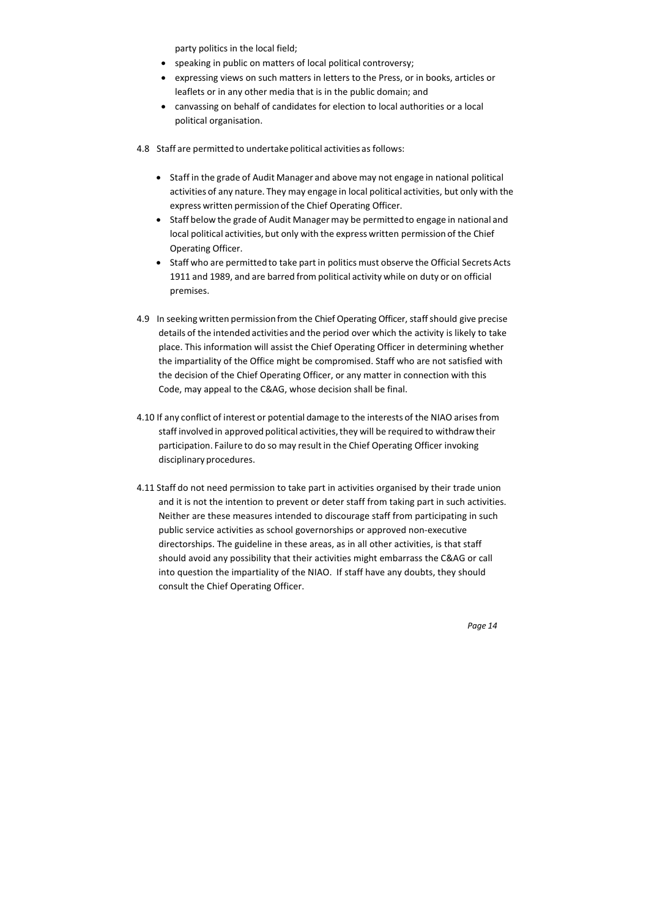party politics in the local field;

- speaking in public on matters of local political controversy;
- expressing views on such matters in letters to the Press, or in books, articles or leaflets or in any other media that is in the public domain; and
- canvassing on behalf of candidates for election to local authorities or a local political organisation.

4.8 Staff are permitted to undertake political activities as follows:

- Staff in the grade of Audit Manager and above may not engage in national political activities of any nature. They may engage in local political activities, but only with the express written permission of the Chief Operating Officer.
- Staff below the grade of Audit Manager may be permitted to engage in national and local political activities, but only with the express written permission of the Chief Operating Officer.
- Staff who are permitted to take part in politics must observe the Official Secrets Acts 1911 and 1989, and are barred from political activity while on duty or on official premises.

4.9 In seeking written permission from the Chief Operating Officer, staff should give precise details of the intended activities and the period over which the activity is likely to take place. This information will assist the Chief Operating Officer in determining whether the impartiality of the Office might be compromised. Staff who are not satisfied with the decision of the Chief Operating Officer, or any matter in connection with this Code, may appeal to the C&AG, whose decision shall be final.

4.10 If any conflict of interest or potential damage to the interests of the NIAO arises from staff involved in approved political activities, they will be required to withdraw their participation. Failure to do so may result in the Chief Operating Officer invoking disciplinary procedures.

4.11 Staff do not need permission to take part in activities organised by their trade union and it is not the intention to prevent or deter staff from taking part in such activities. Neither are these measures intended to discourage staff from participating in such public service activities as school governorships or approved non-executive directorships. The guideline in these areas, as in all other activities, is that staff should avoid any possibility that their activities might embarrass the C&AG or call into question the impartiality of the NIAO. If staff have any doubts, they should consult the Chief Operating Officer.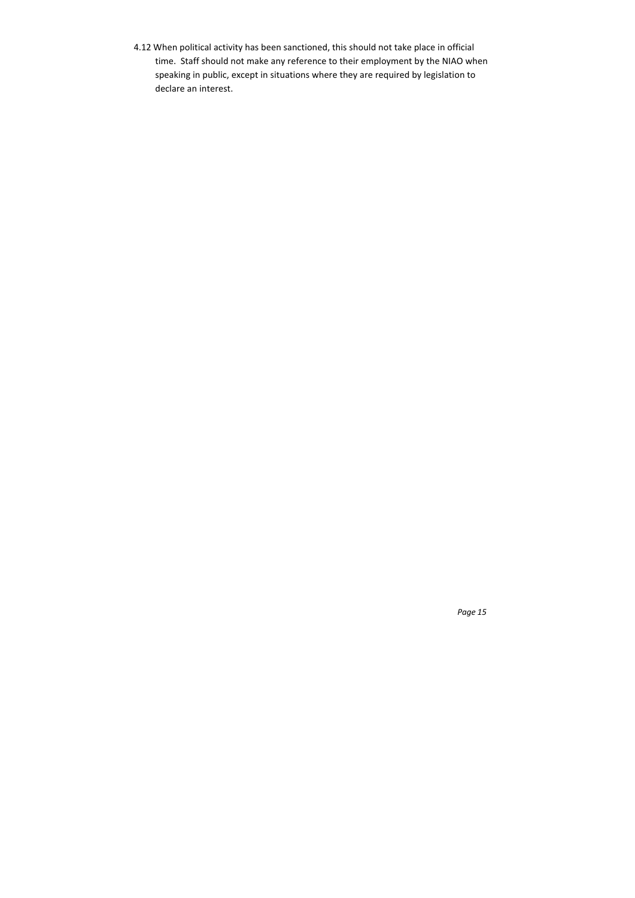4.12 When political activity has been sanctioned, this should not take place in official time. Staff should not make any reference to their employment by the NIAO when speaking in public, except in situations where they are required by legislation to declare an interest.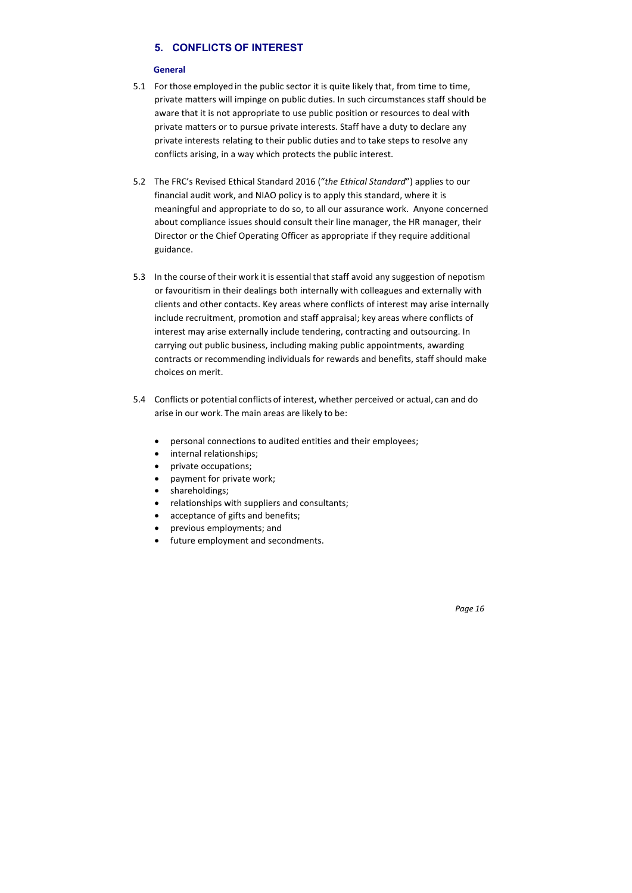## 5. CONFLICTS OF INTEREST

### General

5.1 For those employed in the public sector it is quite likely that, from time to time, private matters will impinge on public duties. In such circumstances staff should be aware that it is not appropriate to use public position or resources to deal with private matters or to pursue private interests. Staff have a duty to declare any private interests relating to their public duties and to take steps to resolve any conflicts arising, in a way which protects the public interest.

5.2 The FRC's Revised Ethical Standard 2016 ("*the Ethical Standard*") applies to our financial audit work, and NIAO policy is to apply this standard, where it is meaningful and appropriate to do so, to all our assurance work. Anyone concerned about compliance issues should consult their line manager, the HR manager, their Director or the Chief Operating Officer as appropriate if they require additional guidance.

5.3 In the course of their work it is essential that staff avoid any suggestion of nepotism or favouritism in their dealings both internally with colleagues and externally with clients and other contacts. Key areas where conflicts of interest may arise internally include recruitment, promotion and staff appraisal; key areas where conflicts of interest may arise externally include tendering, contracting and outsourcing. In carrying out public business, including making public appointments, awarding contracts or recommending individuals for rewards and benefits, staff should make choices on merit.

5.4 Conflicts or potential conflicts of interest, whether perceived or actual, can and do arise in our work. The main areas are likely to be:

- personal connections to audited entities and their employees;
- internal relationships;
- private occupations;
- payment for private work;
- shareholdings;
- relationships with suppliers and consultants;
- acceptance of gifts and benefits;
- previous employments; and
- future employment and secondments.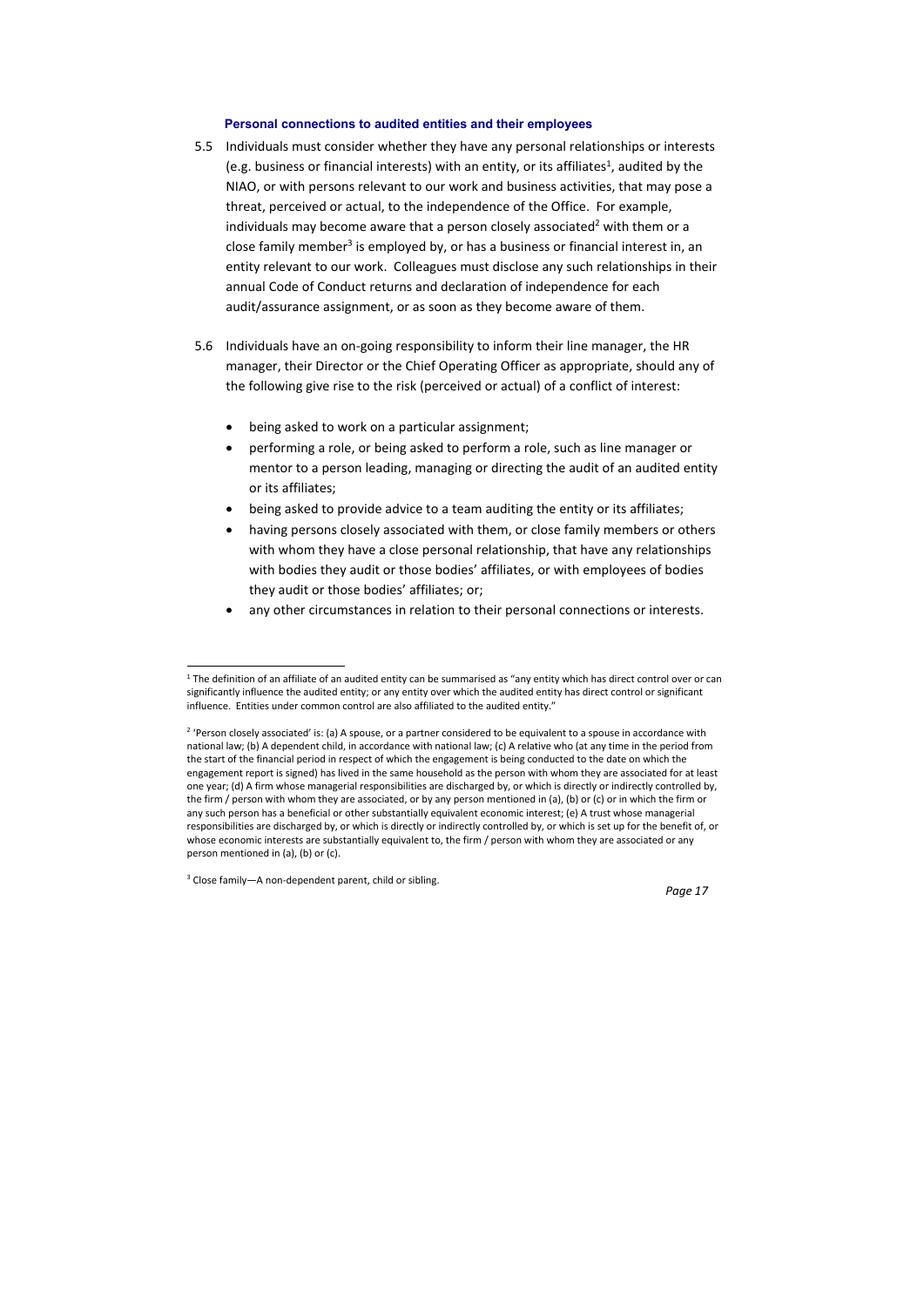### Personal connections to audited entities and their employees

5.5 Individuals must consider whether they have any personal relationships or interests (e.g. business or financial interests) with an entity, or its affiliates[1], audited by the NIAO, or with persons relevant to our work and business activities, that may pose a threat, perceived or actual, to the independence of the Office. For example, individuals may become aware that a person closely associated[2] with them or a close family member[3] is employed by, or has a business or financial interest in, an entity relevant to our work. Colleagues must disclose any such relationships in their annual Code of Conduct returns and declaration of independence for each audit/assurance assignment, or as soon as they become aware of them.

5.6 Individuals have an on-going responsibility to inform their line manager, the HR manager, their Director or the Chief Operating Officer as appropriate, should any of the following give rise to the risk (perceived or actual) of a conflict of interest:

- being asked to work on a particular assignment;
- performing a role, or being asked to perform a role, such as line manager or mentor to a person leading, managing or directing the audit of an audited entity or its affiliates;
- being asked to provide advice to a team auditing the entity or its affiliates;
- having persons closely associated with them, or close family members or others with whom they have a close personal relationship, that have any relationships with bodies they audit or those bodies' affiliates, or with employees of bodies they audit or those bodies' affiliates; or;
- any other circumstances in relation to their personal connections or interests.

---

[1] The definition of an affiliate of an audited entity can be summarised as "any entity which has direct control over or can significantly influence the audited entity; or any entity over which the audited entity has direct control or significant influence. Entities under common control are also affiliated to the audited entity."

[2] 'Person closely associated' is: (a) A spouse, or a partner considered to be equivalent to a spouse in accordance with national law; (b) A dependent child, in accordance with national law; (c) A relative who (at any time in the period from the start of the financial period in respect of which the engagement is being conducted to the date on which the engagement report is signed) has lived in the same household as the person with whom they are associated for at least one year; (d) A firm whose managerial responsibilities are discharged by, or which is directly or indirectly controlled by, the firm / person with whom they are associated, or by any person mentioned in (a), (b) or (c) or in which the firm or any such person has a beneficial or other substantially equivalent economic interest; (e) A trust whose managerial responsibilities are discharged by, or which is directly or indirectly controlled by, or which is set up for the benefit of, or whose economic interests are substantially equivalent to, the firm / person with whom they are associated or any person mentioned in (a), (b) or (c).

[3] Close family—A non-dependent parent, child or sibling.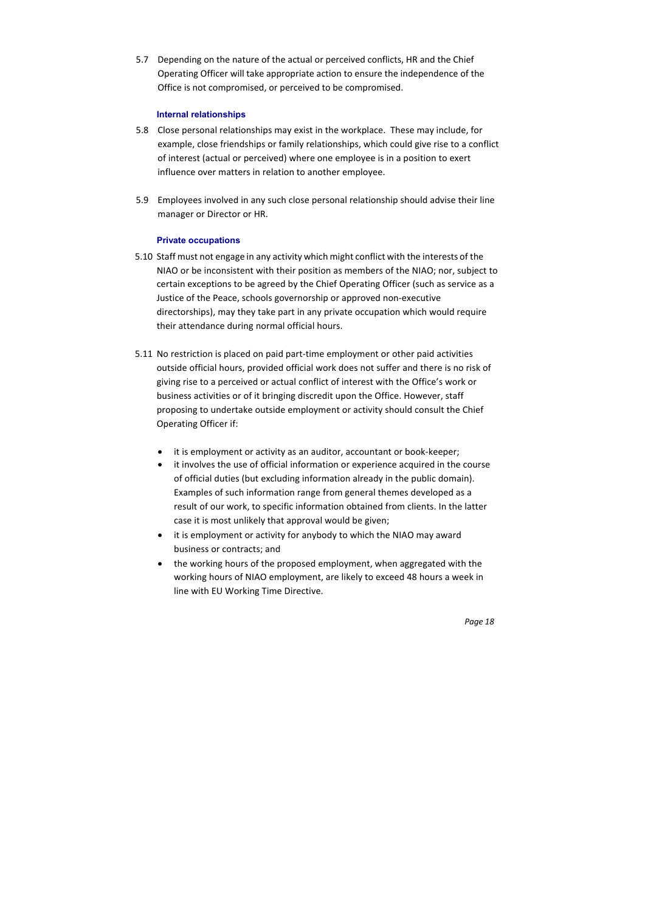5.7 Depending on the nature of the actual or perceived conflicts, HR and the Chief Operating Officer will take appropriate action to ensure the independence of the Office is not compromised, or perceived to be compromised.

### Internal relationships

5.8 Close personal relationships may exist in the workplace. These may include, for example, close friendships or family relationships, which could give rise to a conflict of interest (actual or perceived) where one employee is in a position to exert influence over matters in relation to another employee.

5.9 Employees involved in any such close personal relationship should advise their line manager or Director or HR.

### Private occupations

5.10 Staff must not engage in any activity which might conflict with the interests of the NIAO or be inconsistent with their position as members of the NIAO; nor, subject to certain exceptions to be agreed by the Chief Operating Officer (such as service as a Justice of the Peace, schools governorship or approved non-executive directorships), may they take part in any private occupation which would require their attendance during normal official hours.

5.11 No restriction is placed on paid part-time employment or other paid activities outside official hours, provided official work does not suffer and there is no risk of giving rise to a perceived or actual conflict of interest with the Office's work or business activities or of it bringing discredit upon the Office. However, staff proposing to undertake outside employment or activity should consult the Chief Operating Officer if:

- it is employment or activity as an auditor, accountant or book-keeper;
- it involves the use of official information or experience acquired in the course of official duties (but excluding information already in the public domain). Examples of such information range from general themes developed as a result of our work, to specific information obtained from clients. In the latter case it is most unlikely that approval would be given;
- it is employment or activity for anybody to which the NIAO may award business or contracts; and
- the working hours of the proposed employment, when aggregated with the working hours of NIAO employment, are likely to exceed 48 hours a week in line with EU Working Time Directive.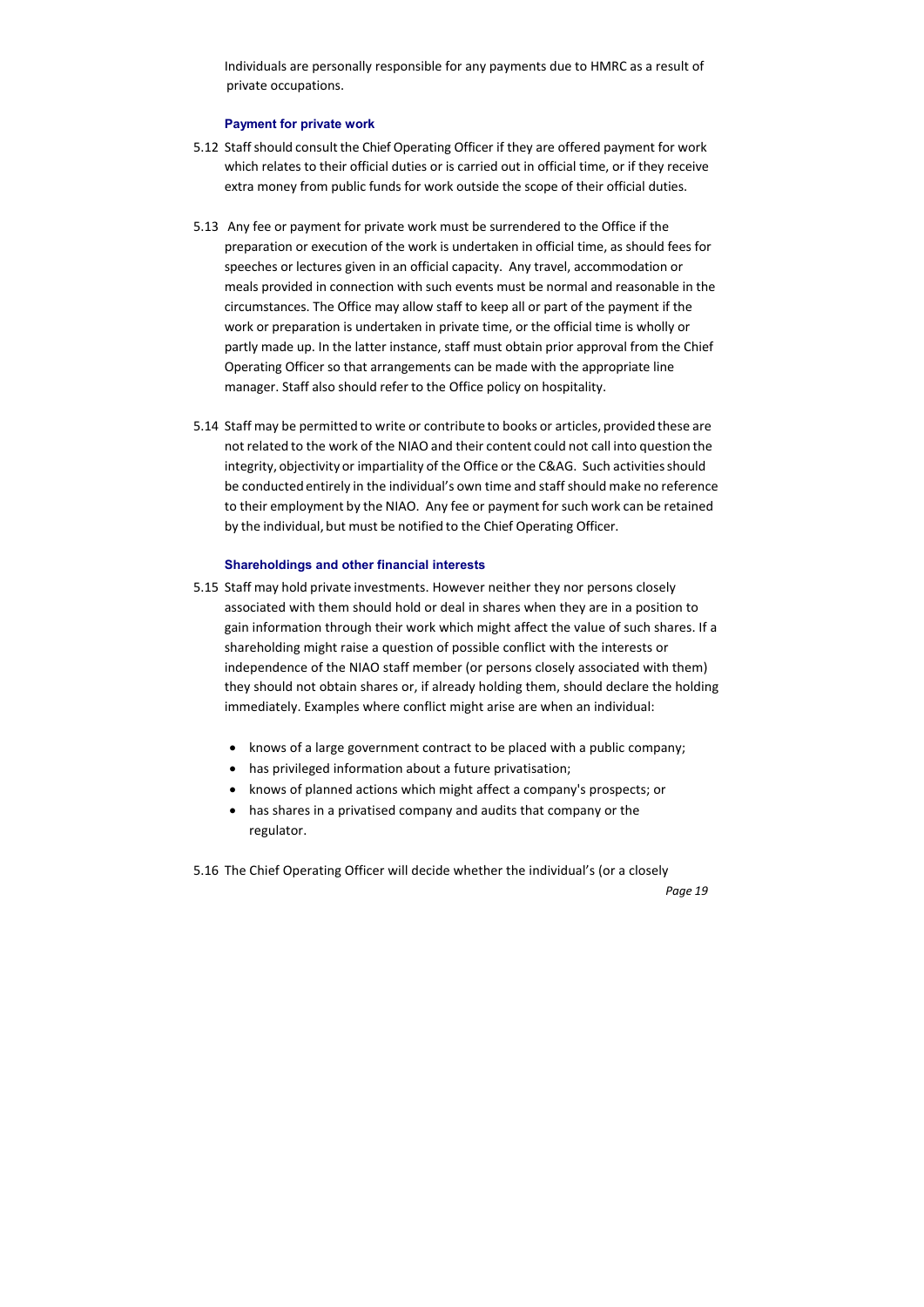Individuals are personally responsible for any payments due to HMRC as a result of private occupations.

### Payment for private work

5.12 Staff should consult the Chief Operating Officer if they are offered payment for work which relates to their official duties or is carried out in official time, or if they receive extra money from public funds for work outside the scope of their official duties.

5.13 Any fee or payment for private work must be surrendered to the Office if the preparation or execution of the work is undertaken in official time, as should fees for speeches or lectures given in an official capacity. Any travel, accommodation or meals provided in connection with such events must be normal and reasonable in the circumstances. The Office may allow staff to keep all or part of the payment if the work or preparation is undertaken in private time, or the official time is wholly or partly made up. In the latter instance, staff must obtain prior approval from the Chief Operating Officer so that arrangements can be made with the appropriate line manager. Staff also should refer to the Office policy on hospitality.

5.14 Staff may be permitted to write or contribute to books or articles, provided these are not related to the work of the NIAO and their content could not call into question the integrity, objectivity or impartiality of the Office or the C&AG. Such activities should be conducted entirely in the individual's own time and staff should make no reference to their employment by the NIAO. Any fee or payment for such work can be retained by the individual, but must be notified to the Chief Operating Officer.

### Shareholdings and other financial interests

5.15 Staff may hold private investments. However neither they nor persons closely associated with them should hold or deal in shares when they are in a position to gain information through their work which might affect the value of such shares. If a shareholding might raise a question of possible conflict with the interests or independence of the NIAO staff member (or persons closely associated with them) they should not obtain shares or, if already holding them, should declare the holding immediately. Examples where conflict might arise are when an individual:

- knows of a large government contract to be placed with a public company;
- has privileged information about a future privatisation;
- knows of planned actions which might affect a company's prospects; or
- has shares in a privatised company and audits that company or the regulator.

5.16 The Chief Operating Officer will decide whether the individual's (or a closely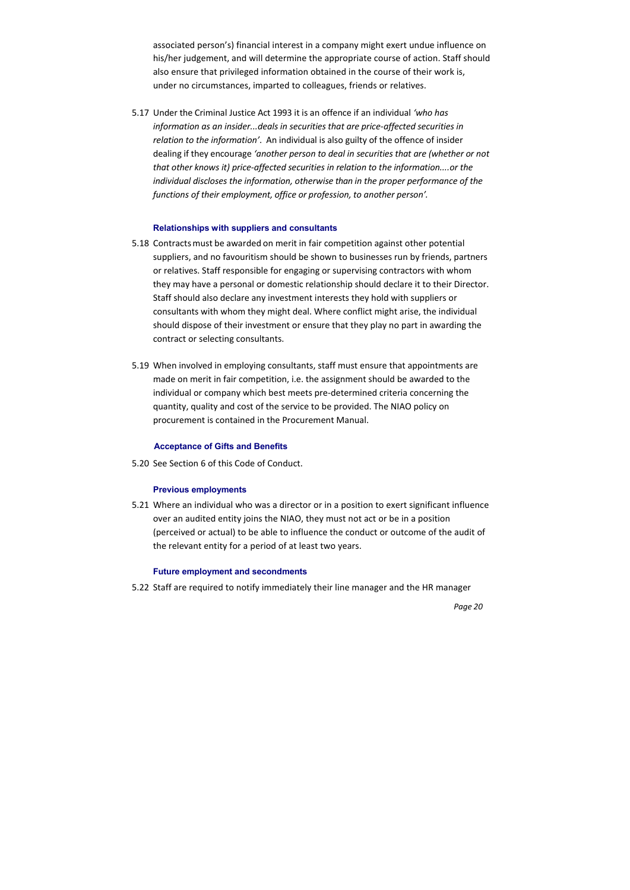associated person's) financial interest in a company might exert undue influence on his/her judgement, and will determine the appropriate course of action. Staff should also ensure that privileged information obtained in the course of their work is, under no circumstances, imparted to colleagues, friends or relatives.

5.17 Under the Criminal Justice Act 1993 it is an offence if an individual *'who has information as an insider...deals in securities that are price-affected securities in relation to the information'*. An individual is also guilty of the offence of insider dealing if they encourage *'another person to deal in securities that are (whether or not that other knows it) price-affected securities in relation to the information....or the individual discloses the information, otherwise than in the proper performance of the functions of their employment, office or profession, to another person'.*

#### Relationships with suppliers and consultants

5.18 Contracts must be awarded on merit in fair competition against other potential suppliers, and no favouritism should be shown to businesses run by friends, partners or relatives. Staff responsible for engaging or supervising contractors with whom they may have a personal or domestic relationship should declare it to their Director. Staff should also declare any investment interests they hold with suppliers or consultants with whom they might deal. Where conflict might arise, the individual should dispose of their investment or ensure that they play no part in awarding the contract or selecting consultants.

5.19 When involved in employing consultants, staff must ensure that appointments are made on merit in fair competition, i.e. the assignment should be awarded to the individual or company which best meets pre-determined criteria concerning the quantity, quality and cost of the service to be provided. The NIAO policy on procurement is contained in the Procurement Manual.

#### Acceptance of Gifts and Benefits

5.20 See Section 6 of this Code of Conduct.

#### Previous employments

5.21 Where an individual who was a director or in a position to exert significant influence over an audited entity joins the NIAO, they must not act or be in a position (perceived or actual) to be able to influence the conduct or outcome of the audit of the relevant entity for a period of at least two years.

#### Future employment and secondments

5.22 Staff are required to notify immediately their line manager and the HR manager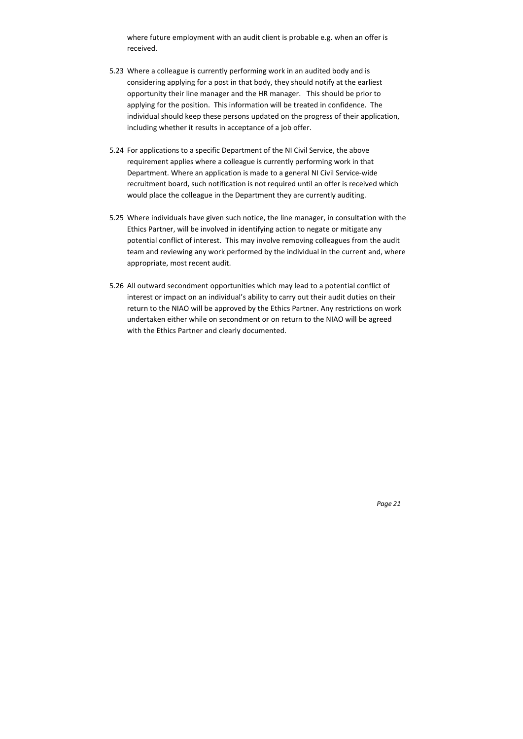where future employment with an audit client is probable e.g. when an offer is received.

5.23 Where a colleague is currently performing work in an audited body and is considering applying for a post in that body, they should notify at the earliest opportunity their line manager and the HR manager. This should be prior to applying for the position. This information will be treated in confidence. The individual should keep these persons updated on the progress of their application, including whether it results in acceptance of a job offer.

5.24 For applications to a specific Department of the NI Civil Service, the above requirement applies where a colleague is currently performing work in that Department. Where an application is made to a general NI Civil Service-wide recruitment board, such notification is not required until an offer is received which would place the colleague in the Department they are currently auditing.

5.25 Where individuals have given such notice, the line manager, in consultation with the Ethics Partner, will be involved in identifying action to negate or mitigate any potential conflict of interest. This may involve removing colleagues from the audit team and reviewing any work performed by the individual in the current and, where appropriate, most recent audit.

5.26 All outward secondment opportunities which may lead to a potential conflict of interest or impact on an individual's ability to carry out their audit duties on their return to the NIAO will be approved by the Ethics Partner. Any restrictions on work undertaken either while on secondment or on return to the NIAO will be agreed with the Ethics Partner and clearly documented.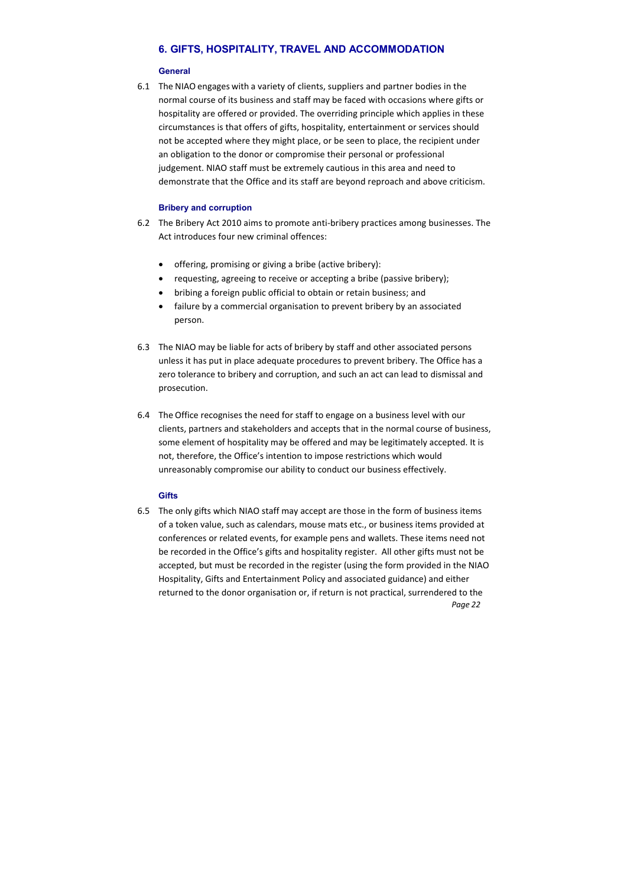## 6. GIFTS, HOSPITALITY, TRAVEL AND ACCOMMODATION

### General

6.1 The NIAO engages with a variety of clients, suppliers and partner bodies in the normal course of its business and staff may be faced with occasions where gifts or hospitality are offered or provided. The overriding principle which applies in these circumstances is that offers of gifts, hospitality, entertainment or services should not be accepted where they might place, or be seen to place, the recipient under an obligation to the donor or compromise their personal or professional judgement. NIAO staff must be extremely cautious in this area and need to demonstrate that the Office and its staff are beyond reproach and above criticism.

### Bribery and corruption

6.2 The Bribery Act 2010 aims to promote anti-bribery practices among businesses. The Act introduces four new criminal offences:

- offering, promising or giving a bribe (active bribery):
- requesting, agreeing to receive or accepting a bribe (passive bribery);
- bribing a foreign public official to obtain or retain business; and
- failure by a commercial organisation to prevent bribery by an associated person.

6.3 The NIAO may be liable for acts of bribery by staff and other associated persons unless it has put in place adequate procedures to prevent bribery. The Office has a zero tolerance to bribery and corruption, and such an act can lead to dismissal and prosecution.

6.4 The Office recognises the need for staff to engage on a business level with our clients, partners and stakeholders and accepts that in the normal course of business, some element of hospitality may be offered and may be legitimately accepted. It is not, therefore, the Office's intention to impose restrictions which would unreasonably compromise our ability to conduct our business effectively.

### Gifts

6.5 The only gifts which NIAO staff may accept are those in the form of business items of a token value, such as calendars, mouse mats etc., or business items provided at conferences or related events, for example pens and wallets. These items need not be recorded in the Office's gifts and hospitality register. All other gifts must not be accepted, but must be recorded in the register (using the form provided in the NIAO Hospitality, Gifts and Entertainment Policy and associated guidance) and either returned to the donor organisation or, if return is not practical, surrendered to the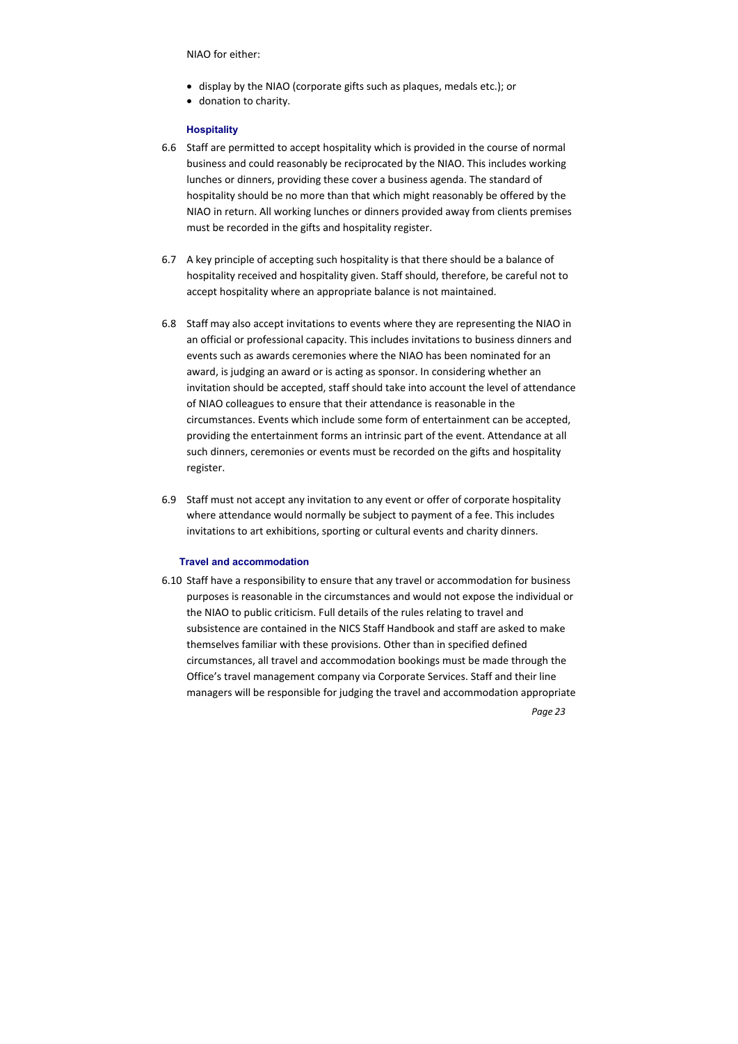NIAO for either:

- display by the NIAO (corporate gifts such as plaques, medals etc.); or
- donation to charity.

### Hospitality

6.6 Staff are permitted to accept hospitality which is provided in the course of normal business and could reasonably be reciprocated by the NIAO. This includes working lunches or dinners, providing these cover a business agenda. The standard of hospitality should be no more than that which might reasonably be offered by the NIAO in return. All working lunches or dinners provided away from clients premises must be recorded in the gifts and hospitality register.

6.7 A key principle of accepting such hospitality is that there should be a balance of hospitality received and hospitality given. Staff should, therefore, be careful not to accept hospitality where an appropriate balance is not maintained.

6.8 Staff may also accept invitations to events where they are representing the NIAO in an official or professional capacity. This includes invitations to business dinners and events such as awards ceremonies where the NIAO has been nominated for an award, is judging an award or is acting as sponsor. In considering whether an invitation should be accepted, staff should take into account the level of attendance of NIAO colleagues to ensure that their attendance is reasonable in the circumstances. Events which include some form of entertainment can be accepted, providing the entertainment forms an intrinsic part of the event. Attendance at all such dinners, ceremonies or events must be recorded on the gifts and hospitality register.

6.9 Staff must not accept any invitation to any event or offer of corporate hospitality where attendance would normally be subject to payment of a fee. This includes invitations to art exhibitions, sporting or cultural events and charity dinners.

### Travel and accommodation

6.10 Staff have a responsibility to ensure that any travel or accommodation for business purposes is reasonable in the circumstances and would not expose the individual or the NIAO to public criticism. Full details of the rules relating to travel and subsistence are contained in the NICS Staff Handbook and staff are asked to make themselves familiar with these provisions. Other than in specified defined circumstances, all travel and accommodation bookings must be made through the Office's travel management company via Corporate Services. Staff and their line managers will be responsible for judging the travel and accommodation appropriate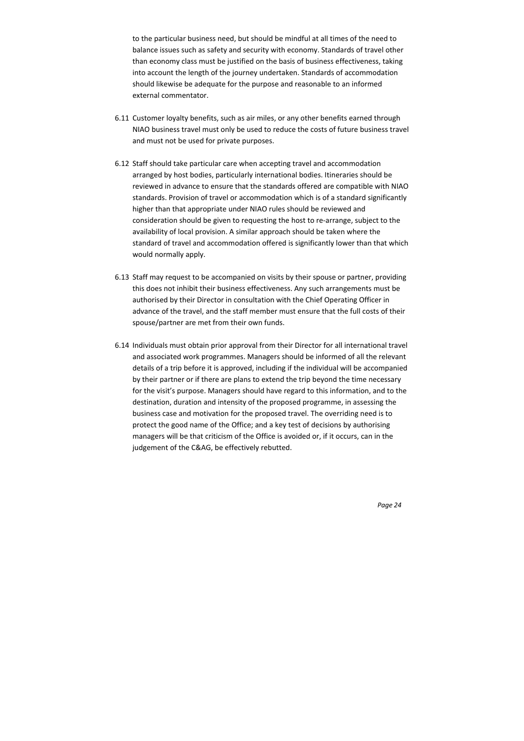to the particular business need, but should be mindful at all times of the need to balance issues such as safety and security with economy. Standards of travel other than economy class must be justified on the basis of business effectiveness, taking into account the length of the journey undertaken. Standards of accommodation should likewise be adequate for the purpose and reasonable to an informed external commentator.

6.11 Customer loyalty benefits, such as air miles, or any other benefits earned through NIAO business travel must only be used to reduce the costs of future business travel and must not be used for private purposes.

6.12 Staff should take particular care when accepting travel and accommodation arranged by host bodies, particularly international bodies. Itineraries should be reviewed in advance to ensure that the standards offered are compatible with NIAO standards. Provision of travel or accommodation which is of a standard significantly higher than that appropriate under NIAO rules should be reviewed and consideration should be given to requesting the host to re-arrange, subject to the availability of local provision. A similar approach should be taken where the standard of travel and accommodation offered is significantly lower than that which would normally apply.

6.13 Staff may request to be accompanied on visits by their spouse or partner, providing this does not inhibit their business effectiveness. Any such arrangements must be authorised by their Director in consultation with the Chief Operating Officer in advance of the travel, and the staff member must ensure that the full costs of their spouse/partner are met from their own funds.

6.14 Individuals must obtain prior approval from their Director for all international travel and associated work programmes. Managers should be informed of all the relevant details of a trip before it is approved, including if the individual will be accompanied by their partner or if there are plans to extend the trip beyond the time necessary for the visit's purpose. Managers should have regard to this information, and to the destination, duration and intensity of the proposed programme, in assessing the business case and motivation for the proposed travel. The overriding need is to protect the good name of the Office; and a key test of decisions by authorising managers will be that criticism of the Office is avoided or, if it occurs, can in the judgement of the C&AG, be effectively rebutted.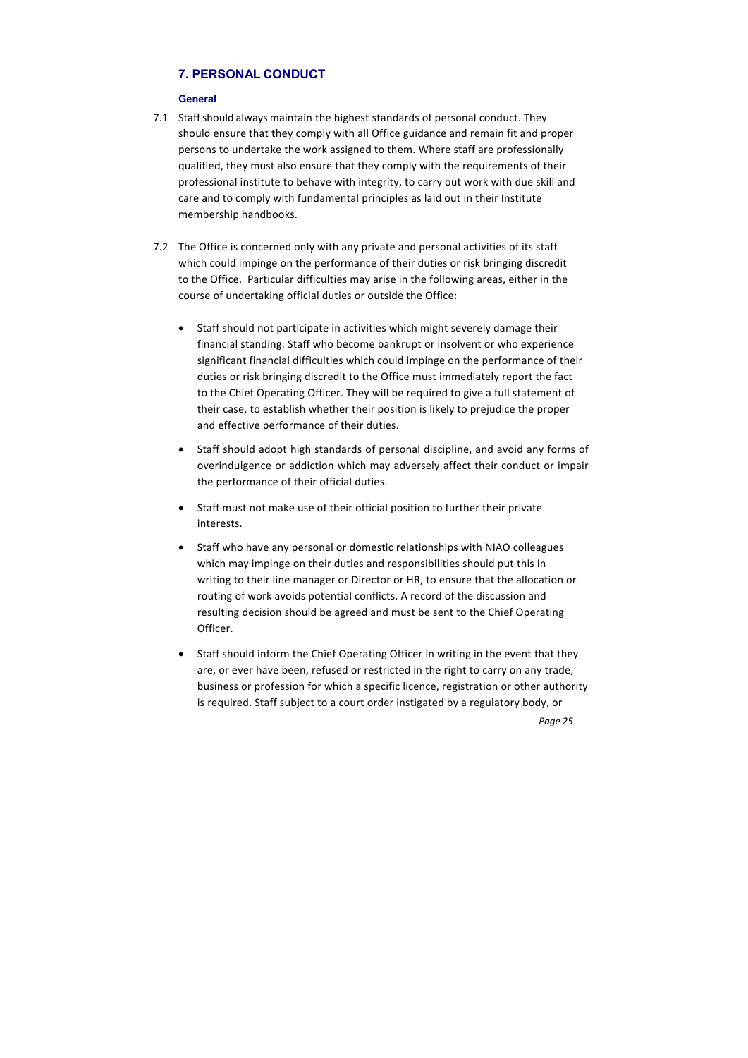## 7. PERSONAL CONDUCT

### General

7.1 Staff should always maintain the highest standards of personal conduct. They should ensure that they comply with all Office guidance and remain fit and proper persons to undertake the work assigned to them. Where staff are professionally qualified, they must also ensure that they comply with the requirements of their professional institute to behave with integrity, to carry out work with due skill and care and to comply with fundamental principles as laid out in their Institute membership handbooks.

7.2 The Office is concerned only with any private and personal activities of its staff which could impinge on the performance of their duties or risk bringing discredit to the Office. Particular difficulties may arise in the following areas, either in the course of undertaking official duties or outside the Office:

- Staff should not participate in activities which might severely damage their financial standing. Staff who become bankrupt or insolvent or who experience significant financial difficulties which could impinge on the performance of their duties or risk bringing discredit to the Office must immediately report the fact to the Chief Operating Officer. They will be required to give a full statement of their case, to establish whether their position is likely to prejudice the proper and effective performance of their duties.

- Staff should adopt high standards of personal discipline, and avoid any forms of overindulgence or addiction which may adversely affect their conduct or impair the performance of their official duties.

- Staff must not make use of their official position to further their private interests.

- Staff who have any personal or domestic relationships with NIAO colleagues which may impinge on their duties and responsibilities should put this in writing to their line manager or Director or HR, to ensure that the allocation or routing of work avoids potential conflicts. A record of the discussion and resulting decision should be agreed and must be sent to the Chief Operating Officer.

- Staff should inform the Chief Operating Officer in writing in the event that they are, or ever have been, refused or restricted in the right to carry on any trade, business or profession for which a specific licence, registration or other authority is required. Staff subject to a court order instigated by a regulatory body, or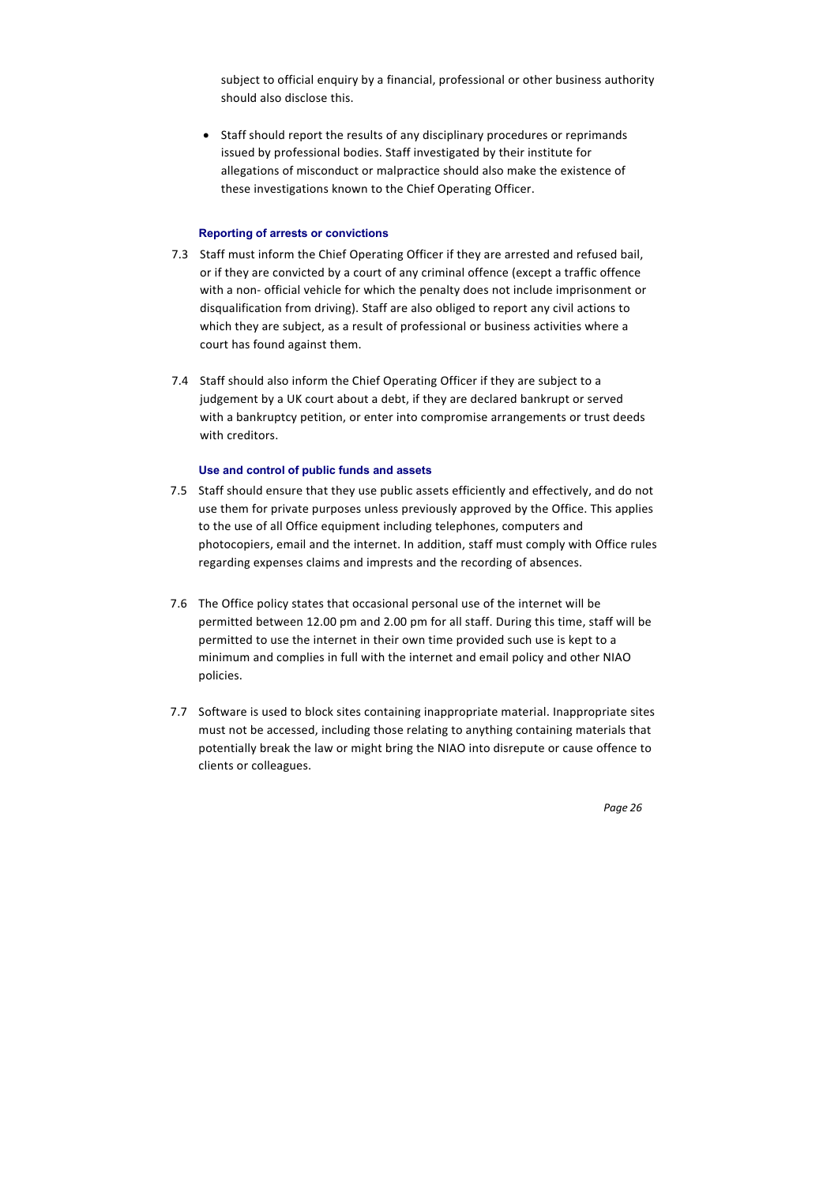subject to official enquiry by a financial, professional or other business authority should also disclose this.

- Staff should report the results of any disciplinary procedures or reprimands issued by professional bodies. Staff investigated by their institute for allegations of misconduct or malpractice should also make the existence of these investigations known to the Chief Operating Officer.

#### Reporting of arrests or convictions

7.3 Staff must inform the Chief Operating Officer if they are arrested and refused bail, or if they are convicted by a court of any criminal offence (except a traffic offence with a non- official vehicle for which the penalty does not include imprisonment or disqualification from driving). Staff are also obliged to report any civil actions to which they are subject, as a result of professional or business activities where a court has found against them.

7.4 Staff should also inform the Chief Operating Officer if they are subject to a judgement by a UK court about a debt, if they are declared bankrupt or served with a bankruptcy petition, or enter into compromise arrangements or trust deeds with creditors.

#### Use and control of public funds and assets

7.5 Staff should ensure that they use public assets efficiently and effectively, and do not use them for private purposes unless previously approved by the Office. This applies to the use of all Office equipment including telephones, computers and photocopiers, email and the internet. In addition, staff must comply with Office rules regarding expenses claims and imprests and the recording of absences.

7.6 The Office policy states that occasional personal use of the internet will be permitted between 12.00 pm and 2.00 pm for all staff. During this time, staff will be permitted to use the internet in their own time provided such use is kept to a minimum and complies in full with the internet and email policy and other NIAO policies.

7.7 Software is used to block sites containing inappropriate material. Inappropriate sites must not be accessed, including those relating to anything containing materials that potentially break the law or might bring the NIAO into disrepute or cause offence to clients or colleagues.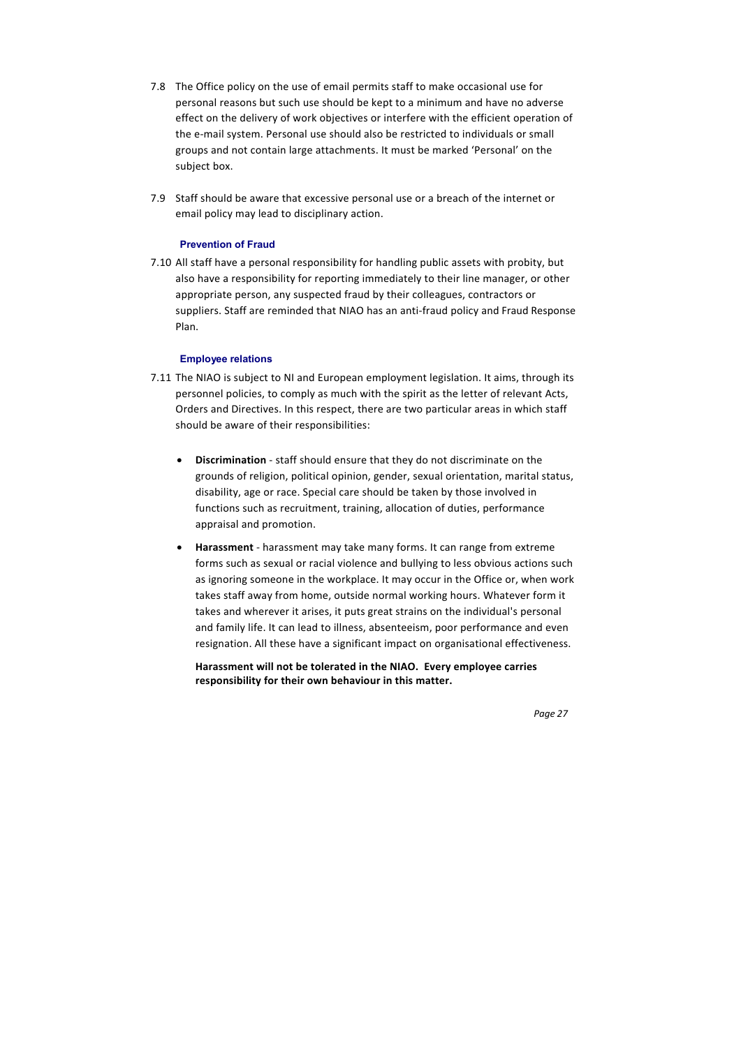7.8 The Office policy on the use of email permits staff to make occasional use for personal reasons but such use should be kept to a minimum and have no adverse effect on the delivery of work objectives or interfere with the efficient operation of the e-mail system. Personal use should also be restricted to individuals or small groups and not contain large attachments. It must be marked 'Personal' on the subject box.

7.9 Staff should be aware that excessive personal use or a breach of the internet or email policy may lead to disciplinary action.

### Prevention of Fraud

7.10 All staff have a personal responsibility for handling public assets with probity, but also have a responsibility for reporting immediately to their line manager, or other appropriate person, any suspected fraud by their colleagues, contractors or suppliers. Staff are reminded that NIAO has an anti-fraud policy and Fraud Response Plan.

### Employee relations

7.11 The NIAO is subject to NI and European employment legislation. It aims, through its personnel policies, to comply as much with the spirit as the letter of relevant Acts, Orders and Directives. In this respect, there are two particular areas in which staff should be aware of their responsibilities:

- **Discrimination** - staff should ensure that they do not discriminate on the grounds of religion, political opinion, gender, sexual orientation, marital status, disability, age or race. Special care should be taken by those involved in functions such as recruitment, training, allocation of duties, performance appraisal and promotion.

- **Harassment** - harassment may take many forms. It can range from extreme forms such as sexual or racial violence and bullying to less obvious actions such as ignoring someone in the workplace. It may occur in the Office or, when work takes staff away from home, outside normal working hours. Whatever form it takes and wherever it arises, it puts great strains on the individual's personal and family life. It can lead to illness, absenteeism, poor performance and even resignation. All these have a significant impact on organisational effectiveness.

  **Harassment will not be tolerated in the NIAO. Every employee carries responsibility for their own behaviour in this matter.**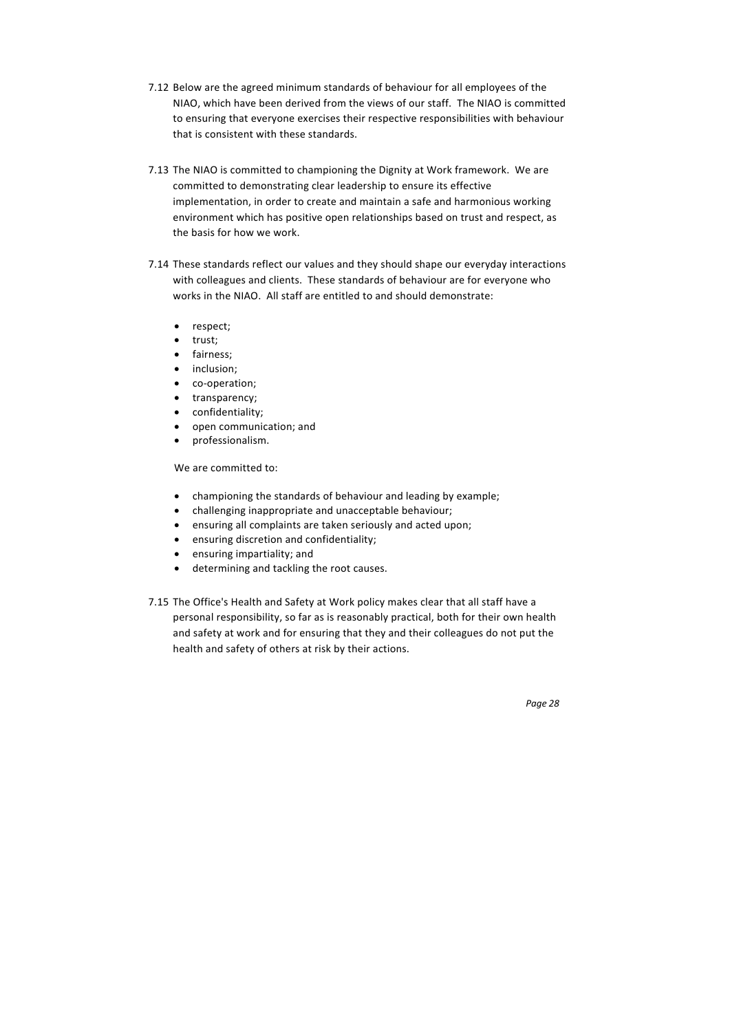7.12 Below are the agreed minimum standards of behaviour for all employees of the NIAO, which have been derived from the views of our staff. The NIAO is committed to ensuring that everyone exercises their respective responsibilities with behaviour that is consistent with these standards.

7.13 The NIAO is committed to championing the Dignity at Work framework. We are committed to demonstrating clear leadership to ensure its effective implementation, in order to create and maintain a safe and harmonious working environment which has positive open relationships based on trust and respect, as the basis for how we work.

7.14 These standards reflect our values and they should shape our everyday interactions with colleagues and clients. These standards of behaviour are for everyone who works in the NIAO. All staff are entitled to and should demonstrate:

- respect;
- trust;
- fairness;
- inclusion;
- co-operation;
- transparency;
- confidentiality;
- open communication; and
- professionalism.

We are committed to:

- championing the standards of behaviour and leading by example;
- challenging inappropriate and unacceptable behaviour;
- ensuring all complaints are taken seriously and acted upon;
- ensuring discretion and confidentiality;
- ensuring impartiality; and
- determining and tackling the root causes.

7.15 The Office's Health and Safety at Work policy makes clear that all staff have a personal responsibility, so far as is reasonably practical, both for their own health and safety at work and for ensuring that they and their colleagues do not put the health and safety of others at risk by their actions.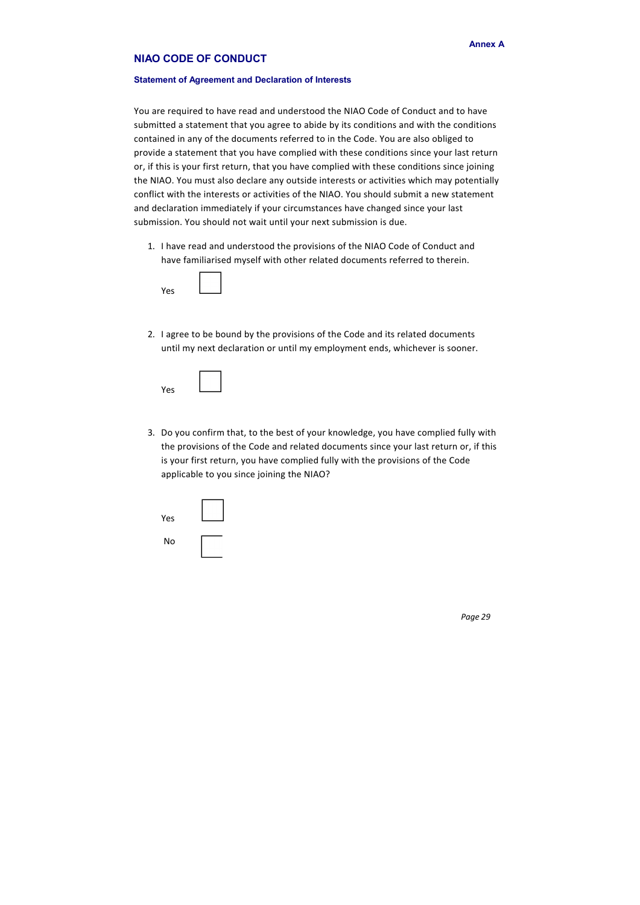Annex A

# NIAO CODE OF CONDUCT

### Statement of Agreement and Declaration of Interests

You are required to have read and understood the NIAO Code of Conduct and to have submitted a statement that you agree to abide by its conditions and with the conditions contained in any of the documents referred to in the Code. You are also obliged to provide a statement that you have complied with these conditions since your last return or, if this is your first return, that you have complied with these conditions since joining the NIAO. You must also declare any outside interests or activities which may potentially conflict with the interests or activities of the NIAO. You should submit a new statement and declaration immediately if your circumstances have changed since your last submission. You should not wait until your next submission is due.

1. I have read and understood the provisions of the NIAO Code of Conduct and have familiarised myself with other related documents referred to therein.

   Yes ☐

2. I agree to be bound by the provisions of the Code and its related documents until my next declaration or until my employment ends, whichever is sooner.

   Yes ☐

3. Do you confirm that, to the best of your knowledge, you have complied fully with the provisions of the Code and related documents since your last return or, if this is your first return, you have complied fully with the provisions of the Code applicable to you since joining the NIAO?

   Yes ☐

   No ☐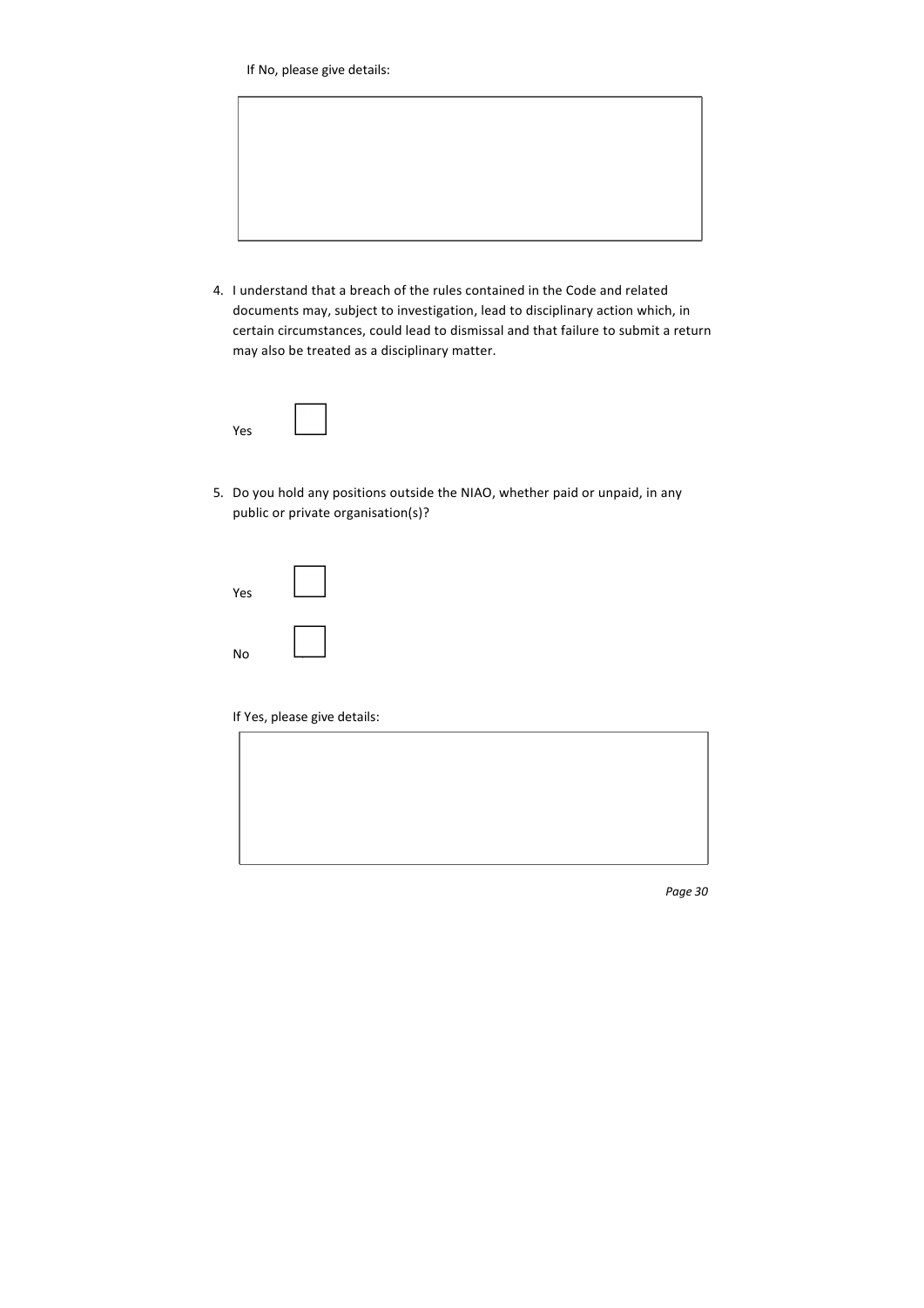If No, please give details:

4. I understand that a breach of the rules contained in the Code and related documents may, subject to investigation, lead to disciplinary action which, in certain circumstances, could lead to dismissal and that failure to submit a return may also be treated as a disciplinary matter.

   Yes ☐

5. Do you hold any positions outside the NIAO, whether paid or unpaid, in any public or private organisation(s)?

   Yes ☐

   No ☐

   If Yes, please give details: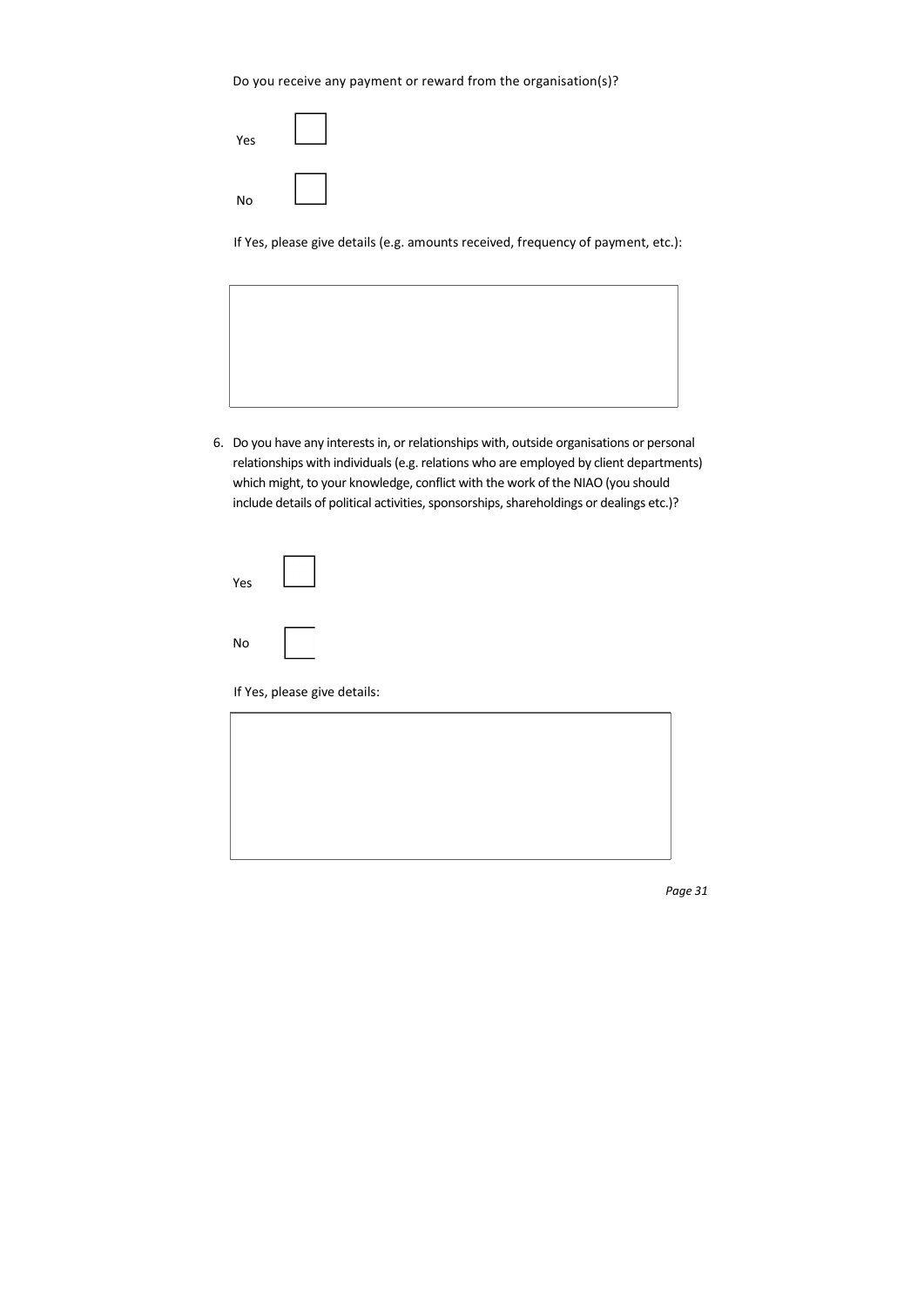Do you receive any payment or reward from the organisation(s)?

Yes ☐

No ☐

If Yes, please give details (e.g. amounts received, frequency of payment, etc.):

| |
|---|
| |

6. Do you have any interests in, or relationships with, outside organisations or personal relationships with individuals (e.g. relations who are employed by client departments) which might, to your knowledge, conflict with the work of the NIAO (you should include details of political activities, sponsorships, shareholdings or dealings etc.)?

Yes ☐

No ☐

If Yes, please give details:

| |
|---|
| |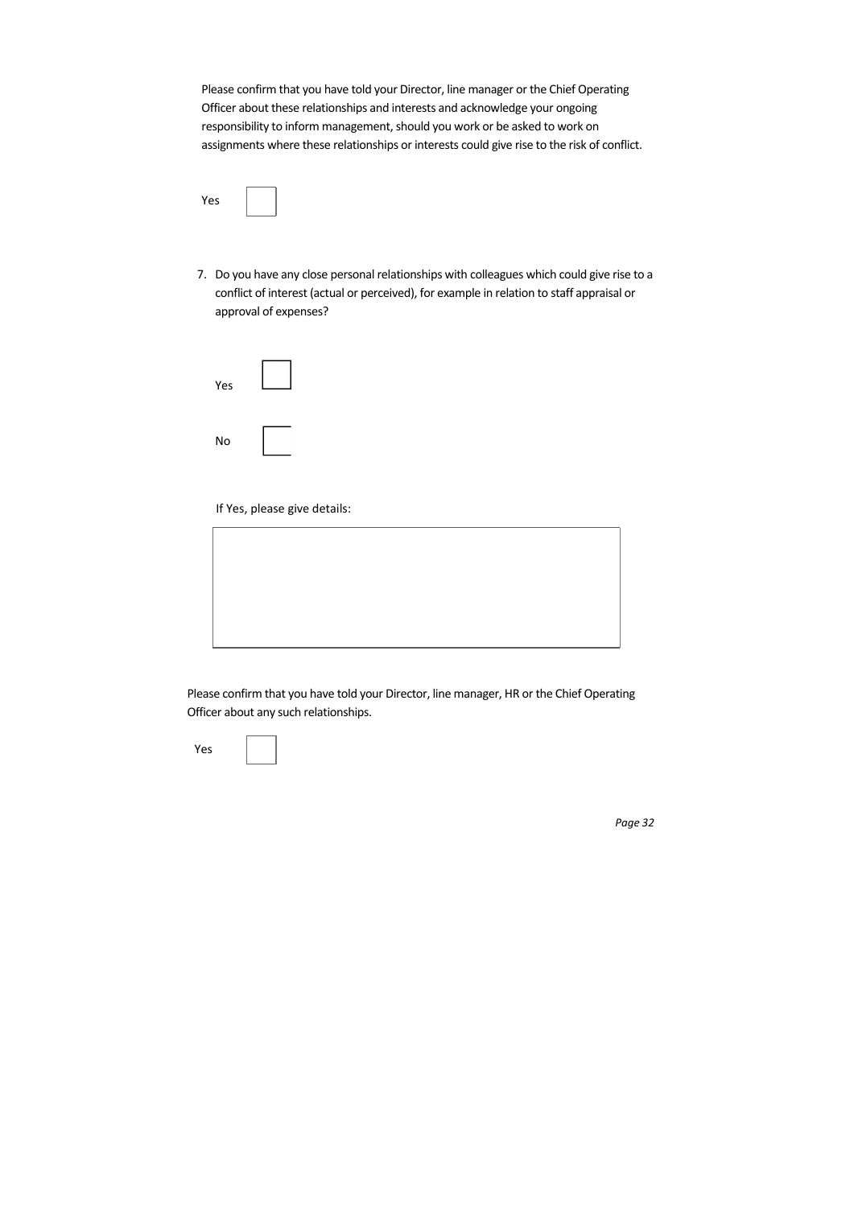Please confirm that you have told your Director, line manager or the Chief Operating Officer about these relationships and interests and acknowledge your ongoing responsibility to inform management, should you work or be asked to work on assignments where these relationships or interests could give rise to the risk of conflict.

Yes ☐

7. Do you have any close personal relationships with colleagues which could give rise to a conflict of interest (actual or perceived), for example in relation to staff appraisal or approval of expenses?

   Yes ☐

   No ☐

   If Yes, please give details:

   |  |
   |---|
   |  |

Please confirm that you have told your Director, line manager, HR or the Chief Operating Officer about any such relationships.

Yes ☐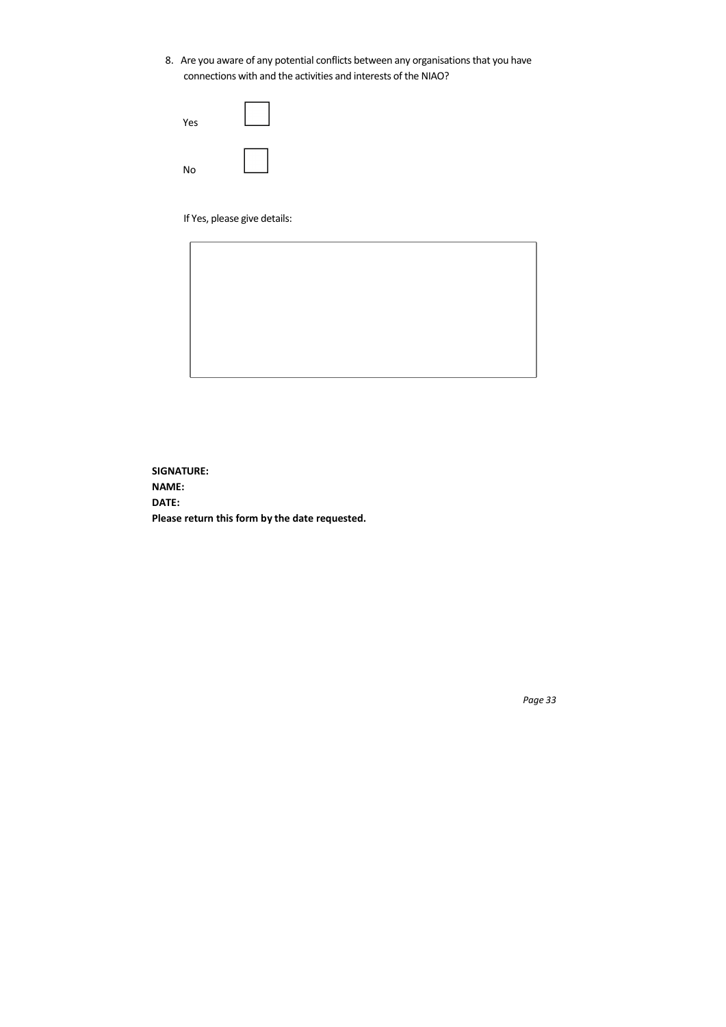8. Are you aware of any potential conflicts between any organisations that you have connections with and the activities and interests of the NIAO?

Yes ☐

No ☐

If Yes, please give details:

| |
|---|
| |

**SIGNATURE:**
**NAME:**
**DATE:**
**Please return this form by the date requested.**